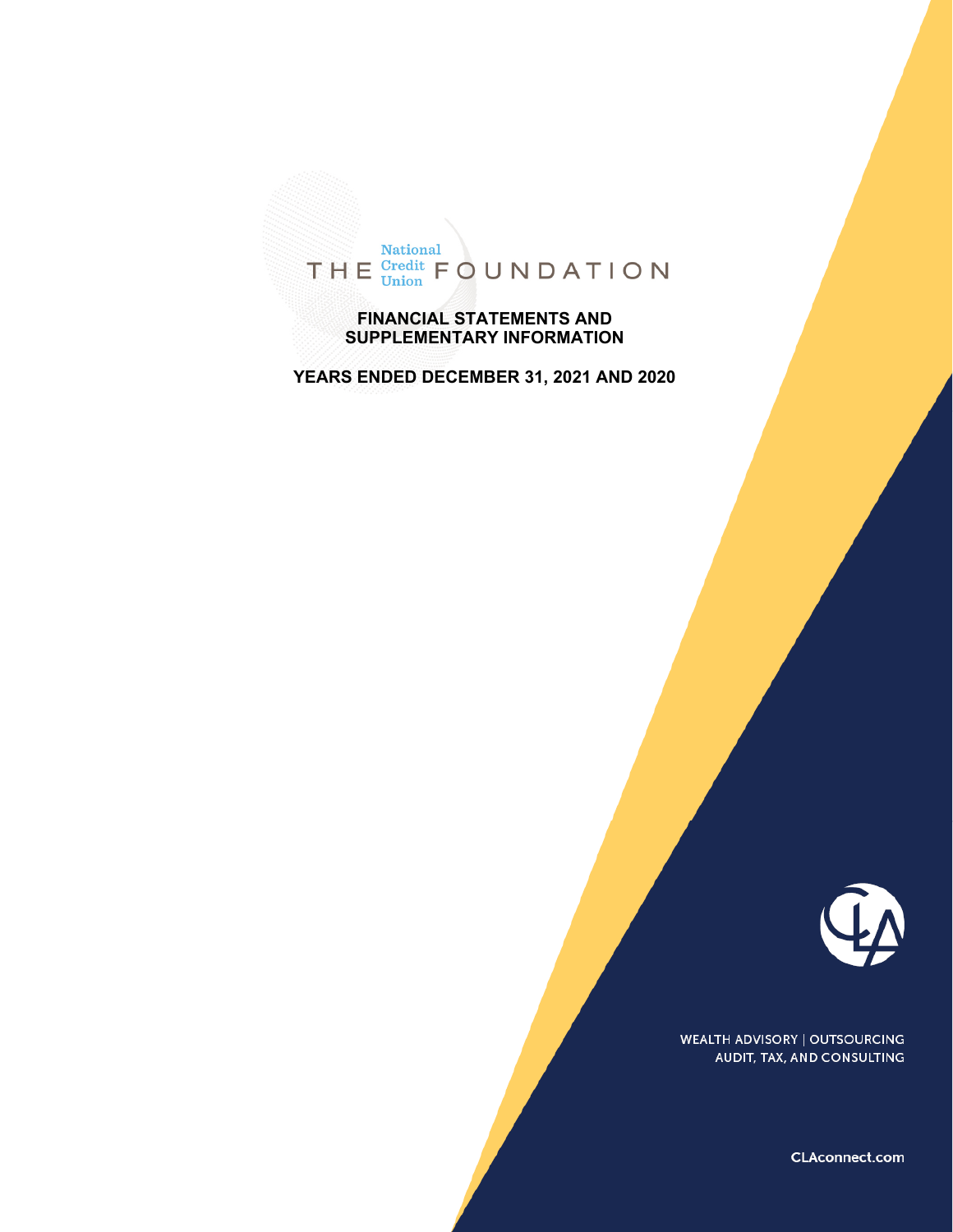# THE National Credit Union FOUNDATION

## FINANCIAL STATEMENTS AND SUPPLEMENTARY INFORMATION

## YEARS ENDED DECEMBER 31, 2021 AND 2020

WEALTH ADVISORY | OUTSOURCING
AUDIT, TAX, AND CONSULTING

CLAconnect.com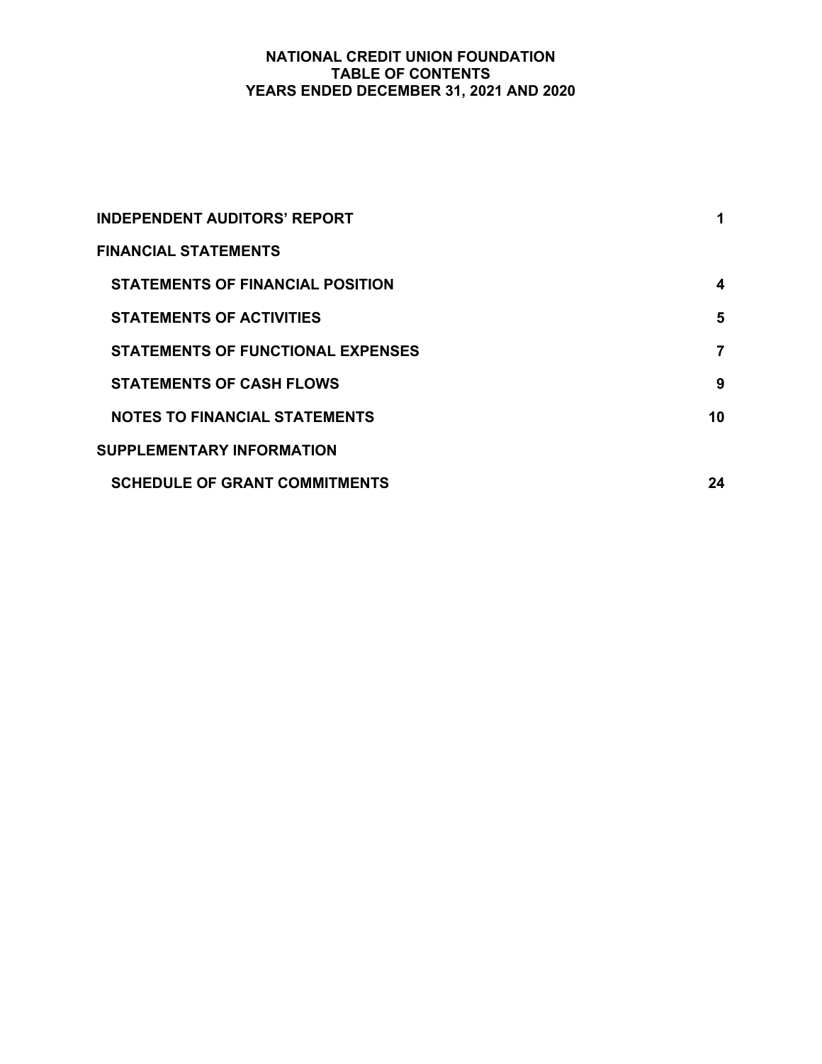# NATIONAL CREDIT UNION FOUNDATION
## TABLE OF CONTENTS
## YEARS ENDED DECEMBER 31, 2021 AND 2020

| | |
|---|---|
| **INDEPENDENT AUDITORS' REPORT** | **1** |
| **FINANCIAL STATEMENTS** | |
| **STATEMENTS OF FINANCIAL POSITION** | **4** |
| **STATEMENTS OF ACTIVITIES** | **5** |
| **STATEMENTS OF FUNCTIONAL EXPENSES** | **7** |
| **STATEMENTS OF CASH FLOWS** | **9** |
| **NOTES TO FINANCIAL STATEMENTS** | **10** |
| **SUPPLEMENTARY INFORMATION** | |
| **SCHEDULE OF GRANT COMMITMENTS** | **24** |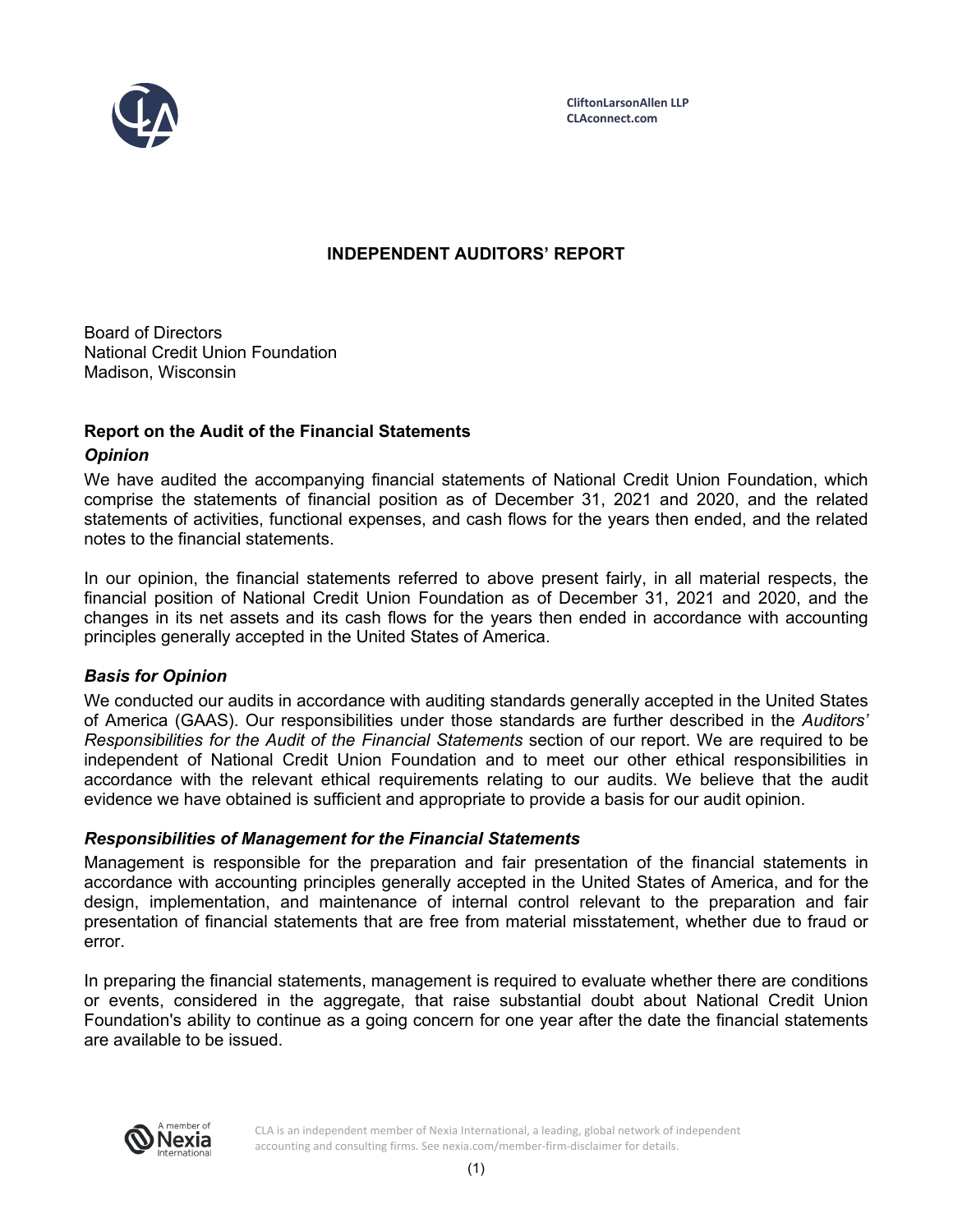CliftonLarsonAllen LLP
CLAconnect.com

# INDEPENDENT AUDITORS' REPORT

Board of Directors
National Credit Union Foundation
Madison, Wisconsin

## Report on the Audit of the Financial Statements

### *Opinion*

We have audited the accompanying financial statements of National Credit Union Foundation, which comprise the statements of financial position as of December 31, 2021 and 2020, and the related statements of activities, functional expenses, and cash flows for the years then ended, and the related notes to the financial statements.

In our opinion, the financial statements referred to above present fairly, in all material respects, the financial position of National Credit Union Foundation as of December 31, 2021 and 2020, and the changes in its net assets and its cash flows for the years then ended in accordance with accounting principles generally accepted in the United States of America.

### *Basis for Opinion*

We conducted our audits in accordance with auditing standards generally accepted in the United States of America (GAAS). Our responsibilities under those standards are further described in the *Auditors' Responsibilities for the Audit of the Financial Statements* section of our report. We are required to be independent of National Credit Union Foundation and to meet our other ethical responsibilities in accordance with the relevant ethical requirements relating to our audits. We believe that the audit evidence we have obtained is sufficient and appropriate to provide a basis for our audit opinion.

### *Responsibilities of Management for the Financial Statements*

Management is responsible for the preparation and fair presentation of the financial statements in accordance with accounting principles generally accepted in the United States of America, and for the design, implementation, and maintenance of internal control relevant to the preparation and fair presentation of financial statements that are free from material misstatement, whether due to fraud or error.

In preparing the financial statements, management is required to evaluate whether there are conditions or events, considered in the aggregate, that raise substantial doubt about National Credit Union Foundation's ability to continue as a going concern for one year after the date the financial statements are available to be issued.

CLA is an independent member of Nexia International, a leading, global network of independent accounting and consulting firms. See nexia.com/member-firm-disclaimer for details.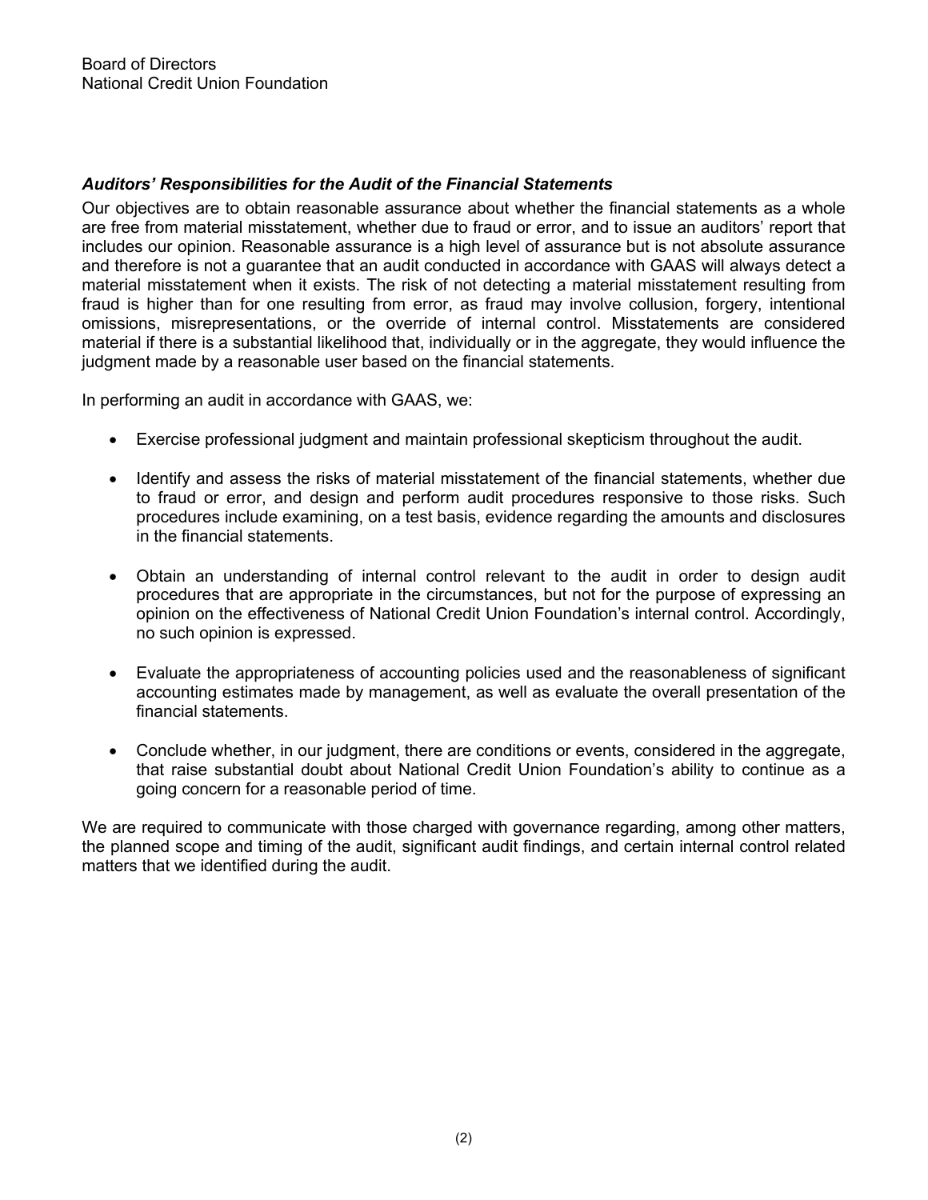Board of Directors
National Credit Union Foundation

***Auditors' Responsibilities for the Audit of the Financial Statements***

Our objectives are to obtain reasonable assurance about whether the financial statements as a whole are free from material misstatement, whether due to fraud or error, and to issue an auditors' report that includes our opinion. Reasonable assurance is a high level of assurance but is not absolute assurance and therefore is not a guarantee that an audit conducted in accordance with GAAS will always detect a material misstatement when it exists. The risk of not detecting a material misstatement resulting from fraud is higher than for one resulting from error, as fraud may involve collusion, forgery, intentional omissions, misrepresentations, or the override of internal control. Misstatements are considered material if there is a substantial likelihood that, individually or in the aggregate, they would influence the judgment made by a reasonable user based on the financial statements.

In performing an audit in accordance with GAAS, we:

- Exercise professional judgment and maintain professional skepticism throughout the audit.
- Identify and assess the risks of material misstatement of the financial statements, whether due to fraud or error, and design and perform audit procedures responsive to those risks. Such procedures include examining, on a test basis, evidence regarding the amounts and disclosures in the financial statements.
- Obtain an understanding of internal control relevant to the audit in order to design audit procedures that are appropriate in the circumstances, but not for the purpose of expressing an opinion on the effectiveness of National Credit Union Foundation's internal control. Accordingly, no such opinion is expressed.
- Evaluate the appropriateness of accounting policies used and the reasonableness of significant accounting estimates made by management, as well as evaluate the overall presentation of the financial statements.
- Conclude whether, in our judgment, there are conditions or events, considered in the aggregate, that raise substantial doubt about National Credit Union Foundation's ability to continue as a going concern for a reasonable period of time.

We are required to communicate with those charged with governance regarding, among other matters, the planned scope and timing of the audit, significant audit findings, and certain internal control related matters that we identified during the audit.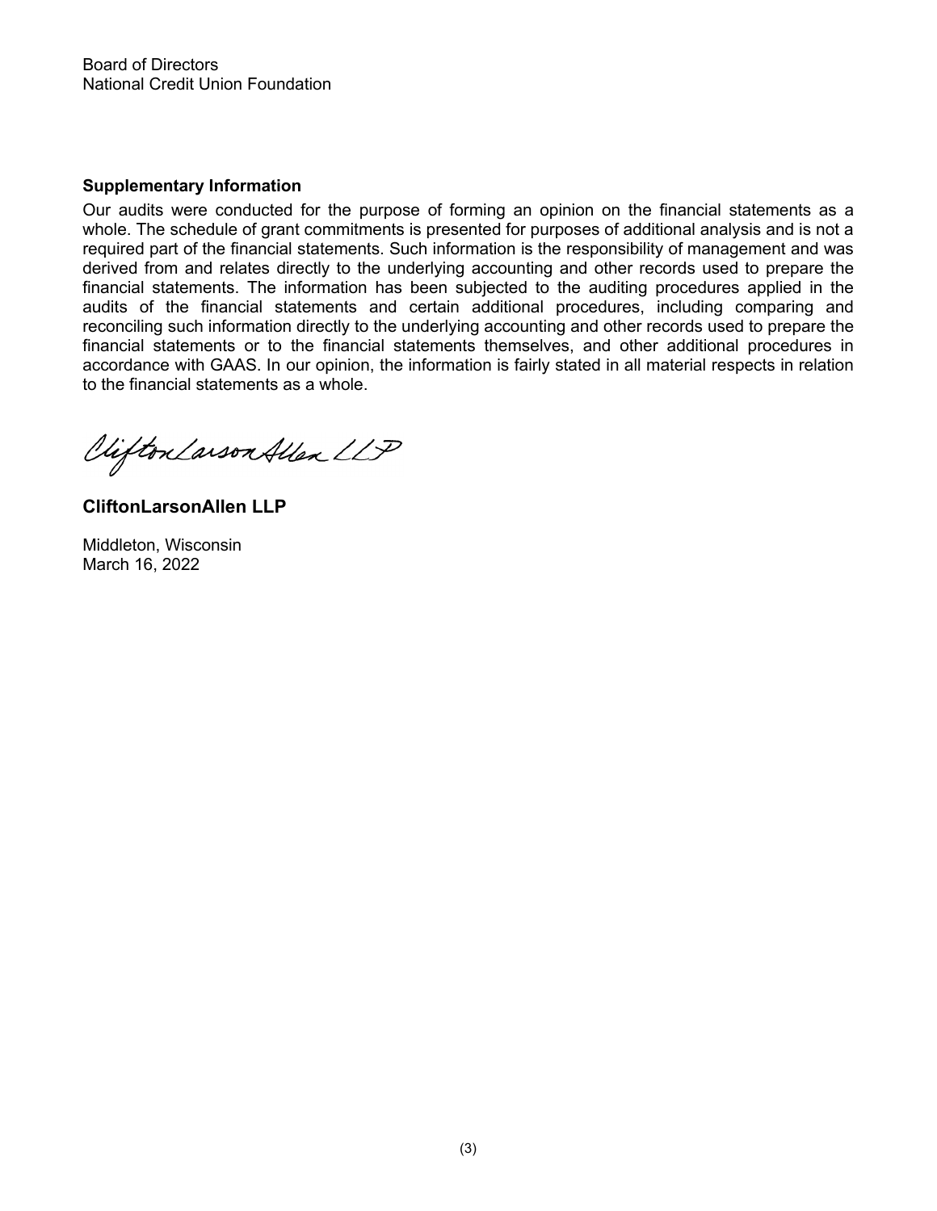Board of Directors
National Credit Union Foundation

**Supplementary Information**

Our audits were conducted for the purpose of forming an opinion on the financial statements as a whole. The schedule of grant commitments is presented for purposes of additional analysis and is not a required part of the financial statements. Such information is the responsibility of management and was derived from and relates directly to the underlying accounting and other records used to prepare the financial statements. The information has been subjected to the auditing procedures applied in the audits of the financial statements and certain additional procedures, including comparing and reconciling such information directly to the underlying accounting and other records used to prepare the financial statements or to the financial statements themselves, and other additional procedures in accordance with GAAS. In our opinion, the information is fairly stated in all material respects in relation to the financial statements as a whole.

CliftonLarsonAllen LLP

**CliftonLarsonAllen LLP**

Middleton, Wisconsin
March 16, 2022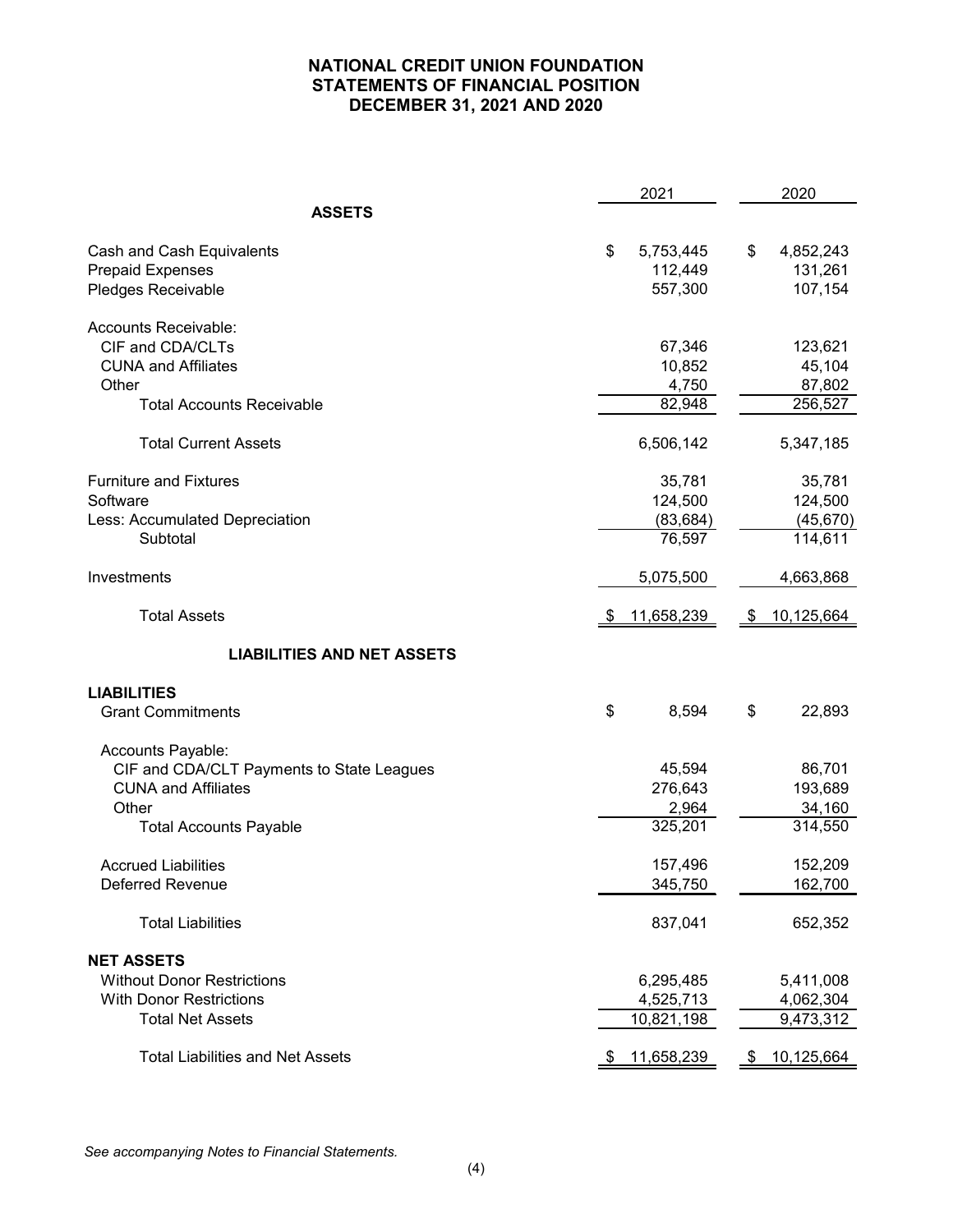# NATIONAL CREDIT UNION FOUNDATION
## STATEMENTS OF FINANCIAL POSITION
## DECEMBER 31, 2021 AND 2020

| | 2021 | 2020 |
|---|---|---|
| **ASSETS** | | |
| Cash and Cash Equivalents | $ 5,753,445 | $ 4,852,243 |
| Prepaid Expenses | 112,449 | 131,261 |
| Pledges Receivable | 557,300 | 107,154 |
| Accounts Receivable: | | |
| CIF and CDA/CLTs | 67,346 | 123,621 |
| CUNA and Affiliates | 10,852 | 45,104 |
| Other | 4,750 | 87,802 |
| Total Accounts Receivable | 82,948 | 256,527 |
| Total Current Assets | 6,506,142 | 5,347,185 |
| Furniture and Fixtures | 35,781 | 35,781 |
| Software | 124,500 | 124,500 |
| Less: Accumulated Depreciation | (83,684) | (45,670) |
| Subtotal | 76,597 | 114,611 |
| Investments | 5,075,500 | 4,663,868 |
| Total Assets | $ 11,658,239 | $ 10,125,664 |
| **LIABILITIES AND NET ASSETS** | | |
| **LIABILITIES** | | |
| Grant Commitments | $ 8,594 | $ 22,893 |
| Accounts Payable: | | |
| CIF and CDA/CLT Payments to State Leagues | 45,594 | 86,701 |
| CUNA and Affiliates | 276,643 | 193,689 |
| Other | 2,964 | 34,160 |
| Total Accounts Payable | 325,201 | 314,550 |
| Accrued Liabilities | 157,496 | 152,209 |
| Deferred Revenue | 345,750 | 162,700 |
| Total Liabilities | 837,041 | 652,352 |
| **NET ASSETS** | | |
| Without Donor Restrictions | 6,295,485 | 5,411,008 |
| With Donor Restrictions | 4,525,713 | 4,062,304 |
| Total Net Assets | 10,821,198 | 9,473,312 |
| Total Liabilities and Net Assets | $ 11,658,239 | $ 10,125,664 |

*See accompanying Notes to Financial Statements.*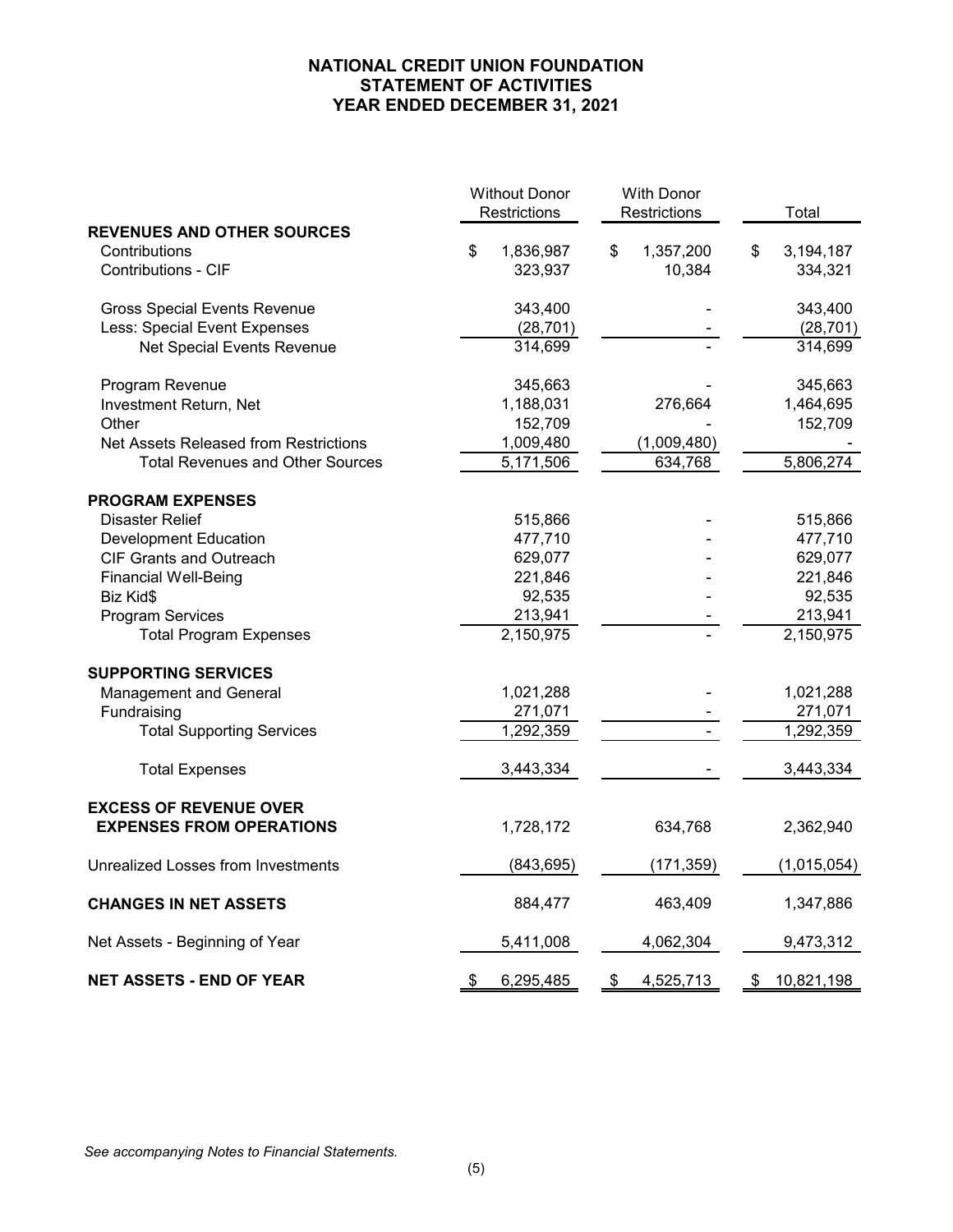# NATIONAL CREDIT UNION FOUNDATION
## STATEMENT OF ACTIVITIES
## YEAR ENDED DECEMBER 31, 2021

| | Without Donor Restrictions | With Donor Restrictions | Total |
|---|---|---|---|
| **REVENUES AND OTHER SOURCES** | | | |
| Contributions | $ 1,836,987 | $ 1,357,200 | $ 3,194,187 |
| Contributions - CIF | 323,937 | 10,384 | 334,321 |
| Gross Special Events Revenue | 343,400 | - | 343,400 |
| Less: Special Event Expenses | (28,701) | - | (28,701) |
| Net Special Events Revenue | 314,699 | - | 314,699 |
| Program Revenue | 345,663 | - | 345,663 |
| Investment Return, Net | 1,188,031 | 276,664 | 1,464,695 |
| Other | 152,709 | - | 152,709 |
| Net Assets Released from Restrictions | 1,009,480 | (1,009,480) | - |
| Total Revenues and Other Sources | 5,171,506 | 634,768 | 5,806,274 |
| **PROGRAM EXPENSES** | | | |
| Disaster Relief | 515,866 | - | 515,866 |
| Development Education | 477,710 | - | 477,710 |
| CIF Grants and Outreach | 629,077 | - | 629,077 |
| Financial Well-Being | 221,846 | - | 221,846 |
| Biz Kid$ | 92,535 | - | 92,535 |
| Program Services | 213,941 | - | 213,941 |
| Total Program Expenses | 2,150,975 | - | 2,150,975 |
| **SUPPORTING SERVICES** | | | |
| Management and General | 1,021,288 | - | 1,021,288 |
| Fundraising | 271,071 | - | 271,071 |
| Total Supporting Services | 1,292,359 | - | 1,292,359 |
| Total Expenses | 3,443,334 | - | 3,443,334 |
| **EXCESS OF REVENUE OVER EXPENSES FROM OPERATIONS** | 1,728,172 | 634,768 | 2,362,940 |
| Unrealized Losses from Investments | (843,695) | (171,359) | (1,015,054) |
| **CHANGES IN NET ASSETS** | 884,477 | 463,409 | 1,347,886 |
| Net Assets - Beginning of Year | 5,411,008 | 4,062,304 | 9,473,312 |
| **NET ASSETS - END OF YEAR** | $ 6,295,485 | $ 4,525,713 | $ 10,821,198 |

*See accompanying Notes to Financial Statements.*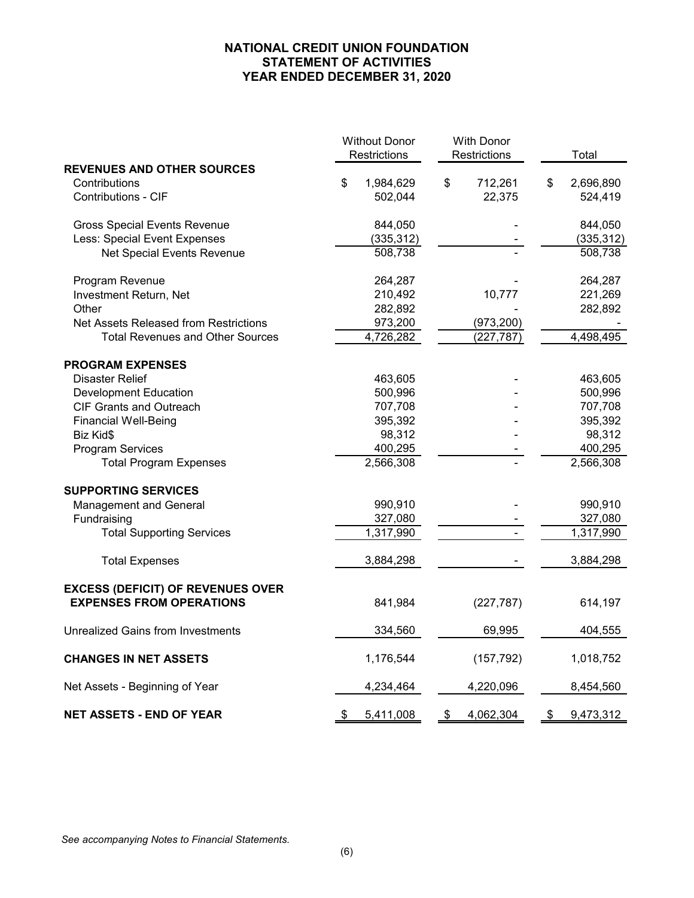# NATIONAL CREDIT UNION FOUNDATION
## STATEMENT OF ACTIVITIES
## YEAR ENDED DECEMBER 31, 2020

| | Without Donor Restrictions | With Donor Restrictions | Total |
|---|---|---|---|
| **REVENUES AND OTHER SOURCES** | | | |
| Contributions | $ 1,984,629 | $ 712,261 | $ 2,696,890 |
| Contributions - CIF | 502,044 | 22,375 | 524,419 |
| Gross Special Events Revenue | 844,050 | - | 844,050 |
| Less: Special Event Expenses | (335,312) | - | (335,312) |
| Net Special Events Revenue | 508,738 | - | 508,738 |
| Program Revenue | 264,287 | - | 264,287 |
| Investment Return, Net | 210,492 | 10,777 | 221,269 |
| Other | 282,892 | - | 282,892 |
| Net Assets Released from Restrictions | 973,200 | (973,200) | - |
| Total Revenues and Other Sources | 4,726,282 | (227,787) | 4,498,495 |
| **PROGRAM EXPENSES** | | | |
| Disaster Relief | 463,605 | - | 463,605 |
| Development Education | 500,996 | - | 500,996 |
| CIF Grants and Outreach | 707,708 | - | 707,708 |
| Financial Well-Being | 395,392 | - | 395,392 |
| Biz Kid$ | 98,312 | - | 98,312 |
| Program Services | 400,295 | - | 400,295 |
| Total Program Expenses | 2,566,308 | - | 2,566,308 |
| **SUPPORTING SERVICES** | | | |
| Management and General | 990,910 | - | 990,910 |
| Fundraising | 327,080 | - | 327,080 |
| Total Supporting Services | 1,317,990 | - | 1,317,990 |
| Total Expenses | 3,884,298 | - | 3,884,298 |
| **EXCESS (DEFICIT) OF REVENUES OVER EXPENSES FROM OPERATIONS** | 841,984 | (227,787) | 614,197 |
| Unrealized Gains from Investments | 334,560 | 69,995 | 404,555 |
| **CHANGES IN NET ASSETS** | 1,176,544 | (157,792) | 1,018,752 |
| Net Assets - Beginning of Year | 4,234,464 | 4,220,096 | 8,454,560 |
| **NET ASSETS - END OF YEAR** | $ 5,411,008 | $ 4,062,304 | $ 9,473,312 |

*See accompanying Notes to Financial Statements.*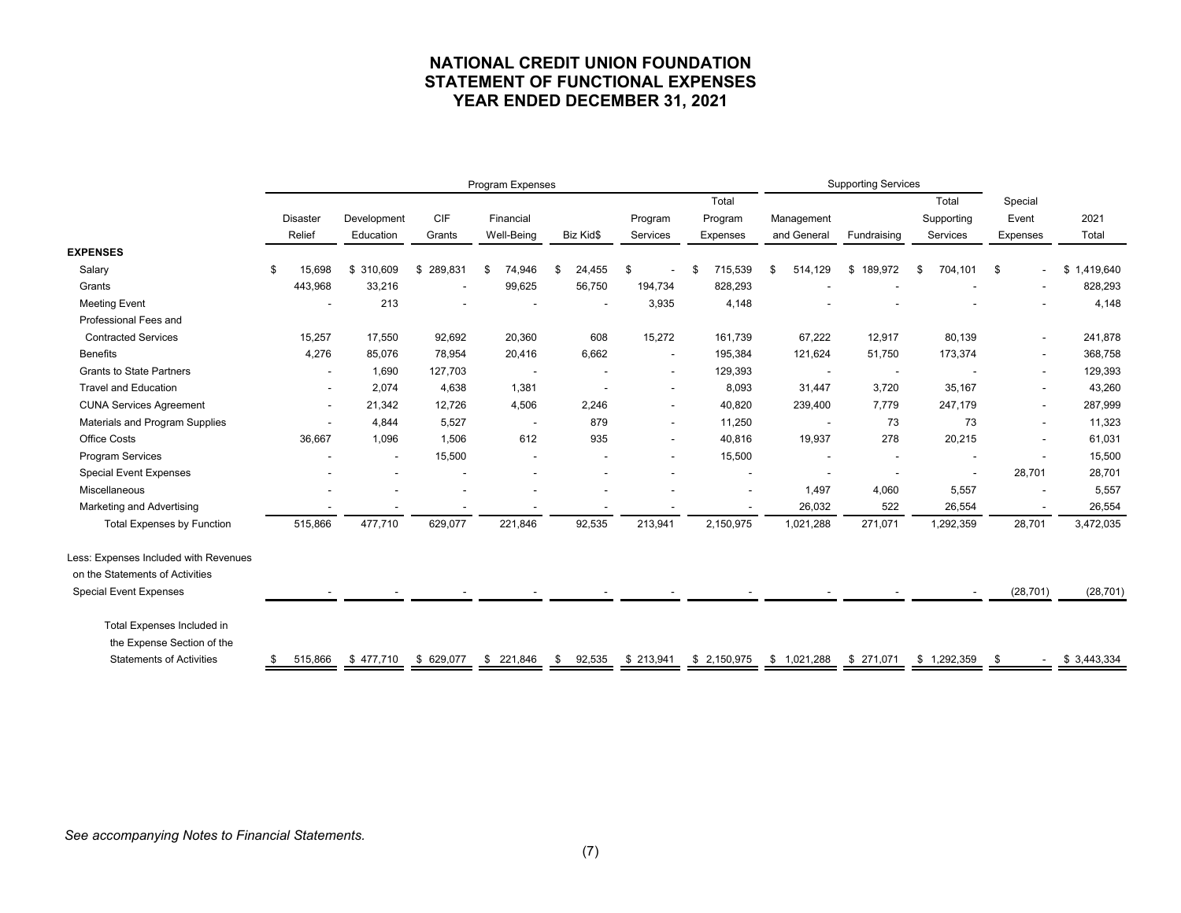# NATIONAL CREDIT UNION FOUNDATION
# STATEMENT OF FUNCTIONAL EXPENSES
# YEAR ENDED DECEMBER 31, 2021

| | Program Expenses | | | | | | | Supporting Services | | | | |
|---|---|---|---|---|---|---|---|---|---|---|---|---|
| | Disaster Relief | Development Education | CIF Grants | Financial Well-Being | Biz Kid$ | Program Services | Total Program Expenses | Management and General | Fundraising | Total Supporting Services | Special Event Expenses | 2021 Total |
| **EXPENSES** | | | | | | | | | | | | |
| Salary | $ 15,698 | $ 310,609 | $ 289,831 | $ 74,946 | $ 24,455 | $ - | $ 715,539 | $ 514,129 | $ 189,972 | $ 704,101 | $ - | $ 1,419,640 |
| Grants | 443,968 | 33,216 | - | 99,625 | 56,750 | 194,734 | 828,293 | - | - | - | - | 828,293 |
| Meeting Event | - | 213 | - | - | - | 3,935 | 4,148 | - | - | - | - | 4,148 |
| Professional Fees and Contracted Services | 15,257 | 17,550 | 92,692 | 20,360 | 608 | 15,272 | 161,739 | 67,222 | 12,917 | 80,139 | - | 241,878 |
| Benefits | 4,276 | 85,076 | 78,954 | 20,416 | 6,662 | - | 195,384 | 121,624 | 51,750 | 173,374 | - | 368,758 |
| Grants to State Partners | - | 1,690 | 127,703 | - | - | - | 129,393 | - | - | - | - | 129,393 |
| Travel and Education | - | 2,074 | 4,638 | 1,381 | - | - | 8,093 | 31,447 | 3,720 | 35,167 | - | 43,260 |
| CUNA Services Agreement | - | 21,342 | 12,726 | 4,506 | 2,246 | - | 40,820 | 239,400 | 7,779 | 247,179 | - | 287,999 |
| Materials and Program Supplies | - | 4,844 | 5,527 | - | 879 | - | 11,250 | - | 73 | 73 | - | 11,323 |
| Office Costs | 36,667 | 1,096 | 1,506 | 612 | 935 | - | 40,816 | 19,937 | 278 | 20,215 | - | 61,031 |
| Program Services | - | - | 15,500 | - | - | - | 15,500 | - | - | - | - | 15,500 |
| Special Event Expenses | - | - | - | - | - | - | - | - | - | - | 28,701 | 28,701 |
| Miscellaneous | - | - | - | - | - | - | - | 1,497 | 4,060 | 5,557 | - | 5,557 |
| Marketing and Advertising | - | - | - | - | - | - | - | 26,032 | 522 | 26,554 | - | 26,554 |
| Total Expenses by Function | 515,866 | 477,710 | 629,077 | 221,846 | 92,535 | 213,941 | 2,150,975 | 1,021,288 | 271,071 | 1,292,359 | 28,701 | 3,472,035 |
| Less: Expenses Included with Revenues on the Statements of Activities | | | | | | | | | | | | |
| Special Event Expenses | - | - | - | - | - | - | - | - | - | - | (28,701) | (28,701) |
| Total Expenses Included in the Expense Section of the Statements of Activities | $ 515,866 | $ 477,710 | $ 629,077 | $ 221,846 | $ 92,535 | $ 213,941 | $ 2,150,975 | $ 1,021,288 | $ 271,071 | $ 1,292,359 | $ - | $ 3,443,334 |

*See accompanying Notes to Financial Statements.*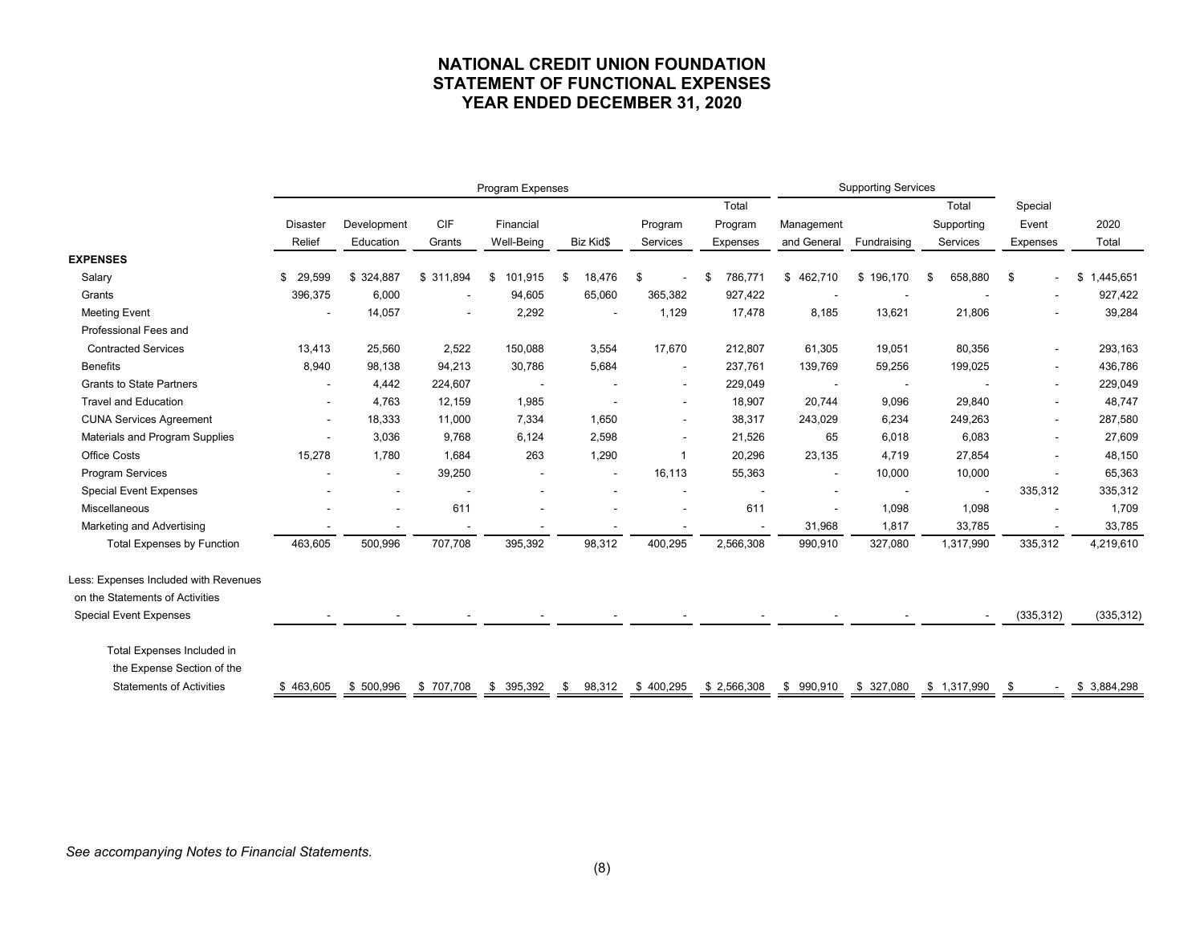# NATIONAL CREDIT UNION FOUNDATION
# STATEMENT OF FUNCTIONAL EXPENSES
# YEAR ENDED DECEMBER 31, 2020

| | Program Expenses | | | | | | | Supporting Services | | | | |
|---|---|---|---|---|---|---|---|---|---|---|---|---|
| | Disaster Relief | Development Education | CIF Grants | Financial Well-Being | Biz Kid$ | Program Services | Total Program Expenses | Management and General | Fundraising | Total Supporting Services | Special Event Expenses | 2020 Total |
| **EXPENSES** | | | | | | | | | | | | |
| Salary | $ 29,599 | $ 324,887 | $ 311,894 | $ 101,915 | $ 18,476 | $ - | $ 786,771 | $ 462,710 | $ 196,170 | $ 658,880 | $ - | $ 1,445,651 |
| Grants | 396,375 | 6,000 | - | 94,605 | 65,060 | 365,382 | 927,422 | - | - | - | - | 927,422 |
| Meeting Event | - | 14,057 | - | 2,292 | - | 1,129 | 17,478 | 8,185 | 13,621 | 21,806 | - | 39,284 |
| Professional Fees and Contracted Services | 13,413 | 25,560 | 2,522 | 150,088 | 3,554 | 17,670 | 212,807 | 61,305 | 19,051 | 80,356 | - | 293,163 |
| Benefits | 8,940 | 98,138 | 94,213 | 30,786 | 5,684 | - | 237,761 | 139,769 | 59,256 | 199,025 | - | 436,786 |
| Grants to State Partners | - | 4,442 | 224,607 | - | - | - | 229,049 | - | - | - | - | 229,049 |
| Travel and Education | - | 4,763 | 12,159 | 1,985 | - | - | 18,907 | 20,744 | 9,096 | 29,840 | - | 48,747 |
| CUNA Services Agreement | - | 18,333 | 11,000 | 7,334 | 1,650 | - | 38,317 | 243,029 | 6,234 | 249,263 | - | 287,580 |
| Materials and Program Supplies | - | 3,036 | 9,768 | 6,124 | 2,598 | - | 21,526 | 65 | 6,018 | 6,083 | - | 27,609 |
| Office Costs | 15,278 | 1,780 | 1,684 | 263 | 1,290 | 1 | 20,296 | 23,135 | 4,719 | 27,854 | - | 48,150 |
| Program Services | - | - | 39,250 | - | - | 16,113 | 55,363 | - | 10,000 | 10,000 | - | 65,363 |
| Special Event Expenses | - | - | - | - | - | - | - | - | - | - | 335,312 | 335,312 |
| Miscellaneous | - | - | 611 | - | - | - | 611 | - | 1,098 | 1,098 | - | 1,709 |
| Marketing and Advertising | - | - | - | - | - | - | - | 31,968 | 1,817 | 33,785 | - | 33,785 |
| Total Expenses by Function | 463,605 | 500,996 | 707,708 | 395,392 | 98,312 | 400,295 | 2,566,308 | 990,910 | 327,080 | 1,317,990 | 335,312 | 4,219,610 |
| Less: Expenses Included with Revenues on the Statements of Activities | | | | | | | | | | | | |
| Special Event Expenses | - | - | - | - | - | - | - | - | - | - | (335,312) | (335,312) |
| Total Expenses Included in the Expense Section of the Statements of Activities | $ 463,605 | $ 500,996 | $ 707,708 | $ 395,392 | $ 98,312 | $ 400,295 | $ 2,566,308 | $ 990,910 | $ 327,080 | $ 1,317,990 | $ - | $ 3,884,298 |

*See accompanying Notes to Financial Statements.*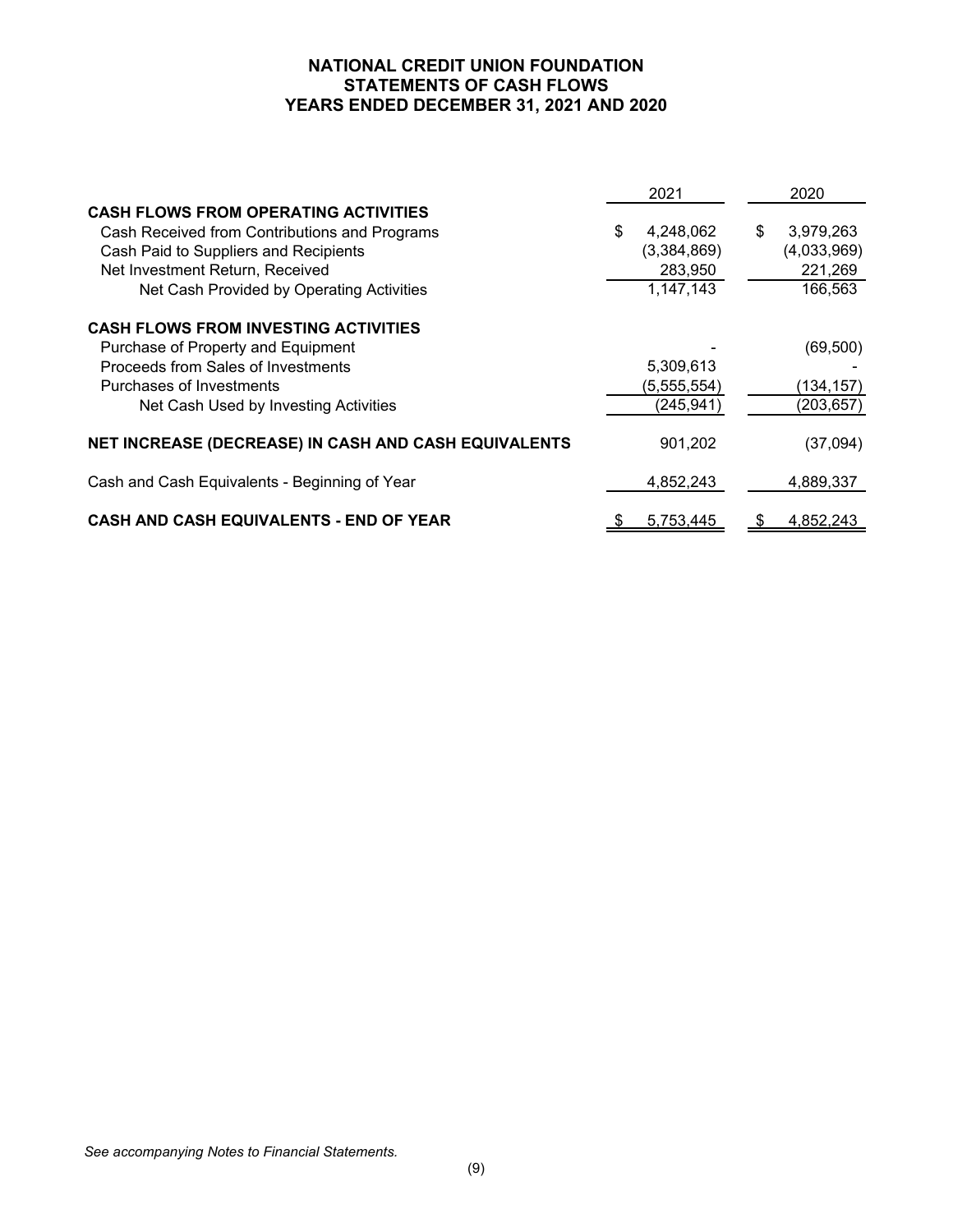# NATIONAL CREDIT UNION FOUNDATION
## STATEMENTS OF CASH FLOWS
## YEARS ENDED DECEMBER 31, 2021 AND 2020

| | 2021 | 2020 |
|---|---|---|
| **CASH FLOWS FROM OPERATING ACTIVITIES** | | |
| Cash Received from Contributions and Programs | $ 4,248,062 | $ 3,979,263 |
| Cash Paid to Suppliers and Recipients | (3,384,869) | (4,033,969) |
| Net Investment Return, Received | 283,950 | 221,269 |
| Net Cash Provided by Operating Activities | 1,147,143 | 166,563 |
| **CASH FLOWS FROM INVESTING ACTIVITIES** | | |
| Purchase of Property and Equipment | - | (69,500) |
| Proceeds from Sales of Investments | 5,309,613 | - |
| Purchases of Investments | (5,555,554) | (134,157) |
| Net Cash Used by Investing Activities | (245,941) | (203,657) |
| **NET INCREASE (DECREASE) IN CASH AND CASH EQUIVALENTS** | 901,202 | (37,094) |
| Cash and Cash Equivalents - Beginning of Year | 4,852,243 | 4,889,337 |
| **CASH AND CASH EQUIVALENTS - END OF YEAR** | $ 5,753,445 | $ 4,852,243 |

*See accompanying Notes to Financial Statements.*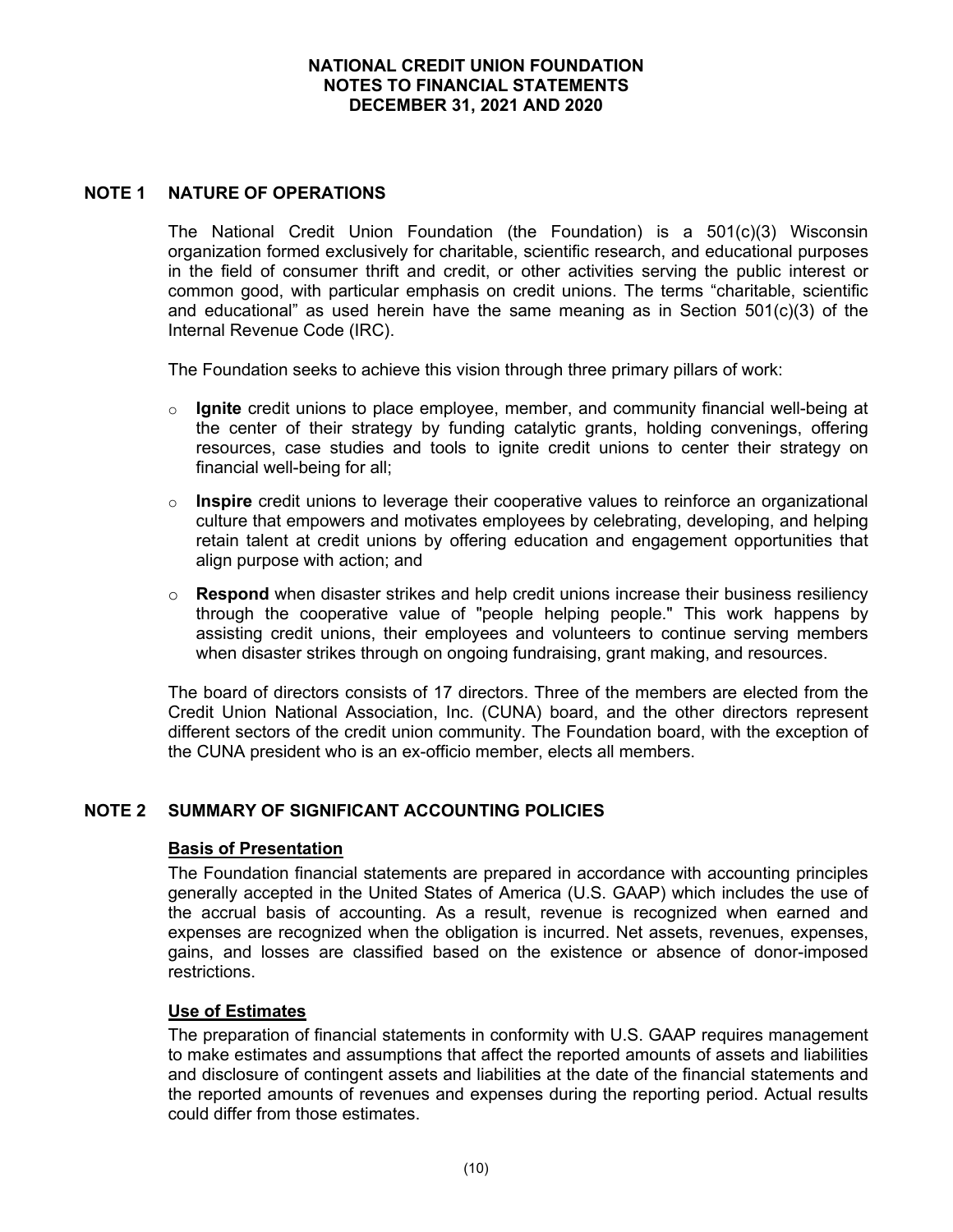# NATIONAL CREDIT UNION FOUNDATION
# NOTES TO FINANCIAL STATEMENTS
# DECEMBER 31, 2021 AND 2020

## NOTE 1 NATURE OF OPERATIONS

The National Credit Union Foundation (the Foundation) is a 501(c)(3) Wisconsin organization formed exclusively for charitable, scientific research, and educational purposes in the field of consumer thrift and credit, or other activities serving the public interest or common good, with particular emphasis on credit unions. The terms "charitable, scientific and educational" as used herein have the same meaning as in Section 501(c)(3) of the Internal Revenue Code (IRC).

The Foundation seeks to achieve this vision through three primary pillars of work:

- **Ignite** credit unions to place employee, member, and community financial well-being at the center of their strategy by funding catalytic grants, holding convenings, offering resources, case studies and tools to ignite credit unions to center their strategy on financial well-being for all;
- **Inspire** credit unions to leverage their cooperative values to reinforce an organizational culture that empowers and motivates employees by celebrating, developing, and helping retain talent at credit unions by offering education and engagement opportunities that align purpose with action; and
- **Respond** when disaster strikes and help credit unions increase their business resiliency through the cooperative value of "people helping people." This work happens by assisting credit unions, their employees and volunteers to continue serving members when disaster strikes through on ongoing fundraising, grant making, and resources.

The board of directors consists of 17 directors. Three of the members are elected from the Credit Union National Association, Inc. (CUNA) board, and the other directors represent different sectors of the credit union community. The Foundation board, with the exception of the CUNA president who is an ex-officio member, elects all members.

## NOTE 2 SUMMARY OF SIGNIFICANT ACCOUNTING POLICIES

### Basis of Presentation

The Foundation financial statements are prepared in accordance with accounting principles generally accepted in the United States of America (U.S. GAAP) which includes the use of the accrual basis of accounting. As a result, revenue is recognized when earned and expenses are recognized when the obligation is incurred. Net assets, revenues, expenses, gains, and losses are classified based on the existence or absence of donor-imposed restrictions.

### Use of Estimates

The preparation of financial statements in conformity with U.S. GAAP requires management to make estimates and assumptions that affect the reported amounts of assets and liabilities and disclosure of contingent assets and liabilities at the date of the financial statements and the reported amounts of revenues and expenses during the reporting period. Actual results could differ from those estimates.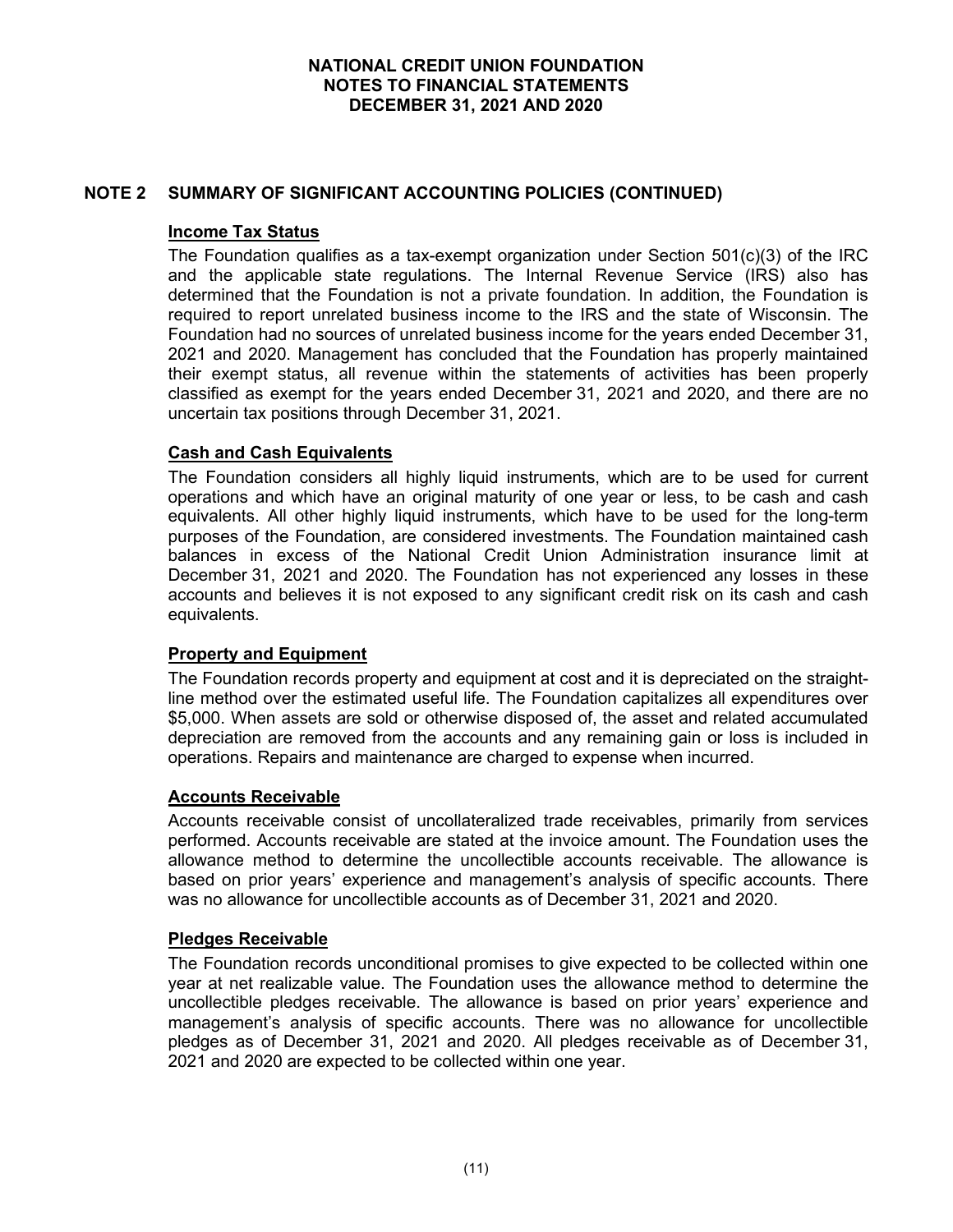## NOTE 2 SUMMARY OF SIGNIFICANT ACCOUNTING POLICIES (CONTINUED)

### Income Tax Status

The Foundation qualifies as a tax-exempt organization under Section 501(c)(3) of the IRC and the applicable state regulations. The Internal Revenue Service (IRS) also has determined that the Foundation is not a private foundation. In addition, the Foundation is required to report unrelated business income to the IRS and the state of Wisconsin. The Foundation had no sources of unrelated business income for the years ended December 31, 2021 and 2020. Management has concluded that the Foundation has properly maintained their exempt status, all revenue within the statements of activities has been properly classified as exempt for the years ended December 31, 2021 and 2020, and there are no uncertain tax positions through December 31, 2021.

### Cash and Cash Equivalents

The Foundation considers all highly liquid instruments, which are to be used for current operations and which have an original maturity of one year or less, to be cash and cash equivalents. All other highly liquid instruments, which have to be used for the long-term purposes of the Foundation, are considered investments. The Foundation maintained cash balances in excess of the National Credit Union Administration insurance limit at December 31, 2021 and 2020. The Foundation has not experienced any losses in these accounts and believes it is not exposed to any significant credit risk on its cash and cash equivalents.

### Property and Equipment

The Foundation records property and equipment at cost and it is depreciated on the straight-line method over the estimated useful life. The Foundation capitalizes all expenditures over $5,000. When assets are sold or otherwise disposed of, the asset and related accumulated depreciation are removed from the accounts and any remaining gain or loss is included in operations. Repairs and maintenance are charged to expense when incurred.

### Accounts Receivable

Accounts receivable consist of uncollateralized trade receivables, primarily from services performed. Accounts receivable are stated at the invoice amount. The Foundation uses the allowance method to determine the uncollectible accounts receivable. The allowance is based on prior years' experience and management's analysis of specific accounts. There was no allowance for uncollectible accounts as of December 31, 2021 and 2020.

### Pledges Receivable

The Foundation records unconditional promises to give expected to be collected within one year at net realizable value. The Foundation uses the allowance method to determine the uncollectible pledges receivable. The allowance is based on prior years' experience and management's analysis of specific accounts. There was no allowance for uncollectible pledges as of December 31, 2021 and 2020. All pledges receivable as of December 31, 2021 and 2020 are expected to be collected within one year.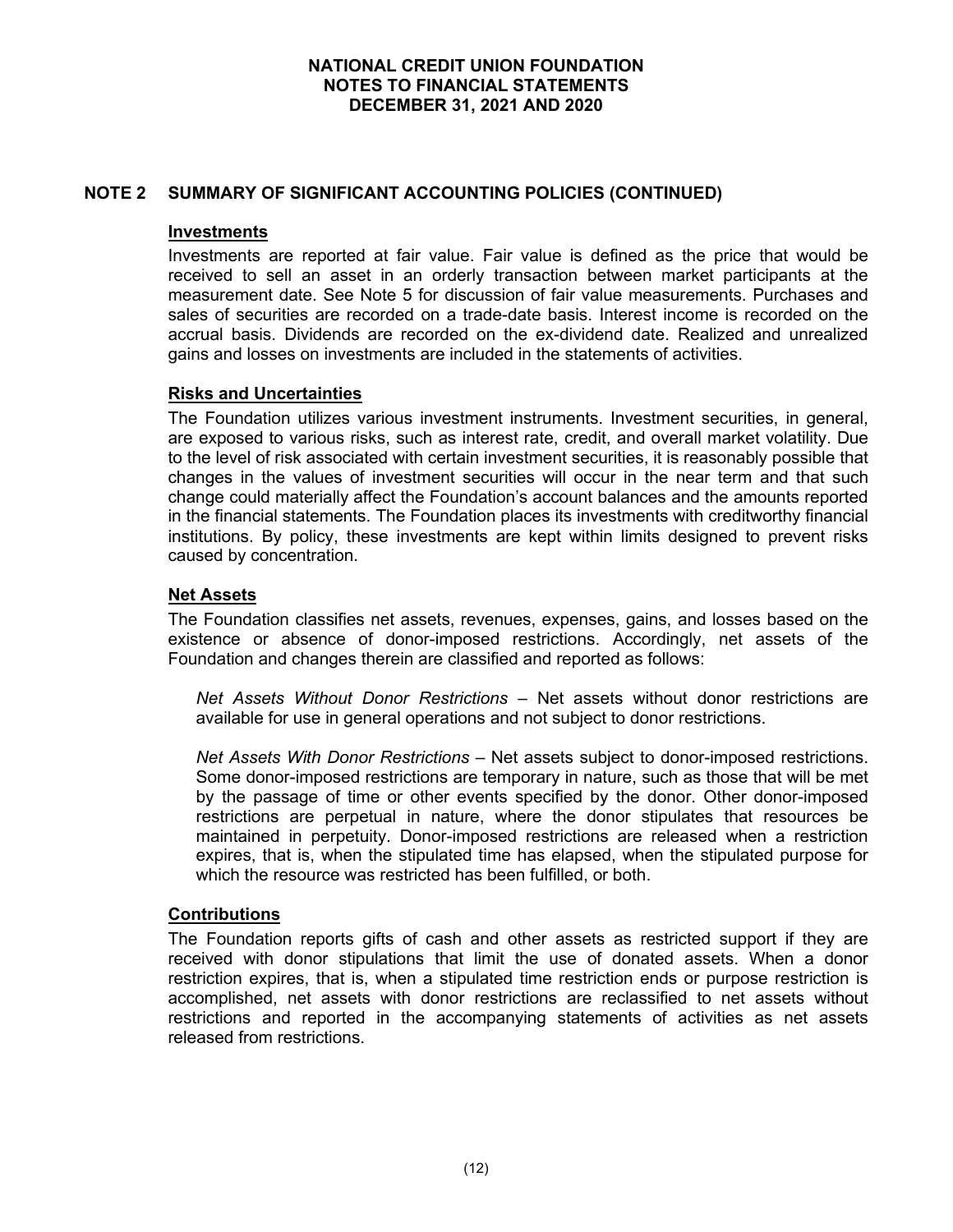## NOTE 2 SUMMARY OF SIGNIFICANT ACCOUNTING POLICIES (CONTINUED)

### Investments

Investments are reported at fair value. Fair value is defined as the price that would be received to sell an asset in an orderly transaction between market participants at the measurement date. See Note 5 for discussion of fair value measurements. Purchases and sales of securities are recorded on a trade-date basis. Interest income is recorded on the accrual basis. Dividends are recorded on the ex-dividend date. Realized and unrealized gains and losses on investments are included in the statements of activities.

### Risks and Uncertainties

The Foundation utilizes various investment instruments. Investment securities, in general, are exposed to various risks, such as interest rate, credit, and overall market volatility. Due to the level of risk associated with certain investment securities, it is reasonably possible that changes in the values of investment securities will occur in the near term and that such change could materially affect the Foundation's account balances and the amounts reported in the financial statements. The Foundation places its investments with creditworthy financial institutions. By policy, these investments are kept within limits designed to prevent risks caused by concentration.

### Net Assets

The Foundation classifies net assets, revenues, expenses, gains, and losses based on the existence or absence of donor-imposed restrictions. Accordingly, net assets of the Foundation and changes therein are classified and reported as follows:

*Net Assets Without Donor Restrictions* – Net assets without donor restrictions are available for use in general operations and not subject to donor restrictions.

*Net Assets With Donor Restrictions* – Net assets subject to donor-imposed restrictions. Some donor-imposed restrictions are temporary in nature, such as those that will be met by the passage of time or other events specified by the donor. Other donor-imposed restrictions are perpetual in nature, where the donor stipulates that resources be maintained in perpetuity. Donor-imposed restrictions are released when a restriction expires, that is, when the stipulated time has elapsed, when the stipulated purpose for which the resource was restricted has been fulfilled, or both.

### Contributions

The Foundation reports gifts of cash and other assets as restricted support if they are received with donor stipulations that limit the use of donated assets. When a donor restriction expires, that is, when a stipulated time restriction ends or purpose restriction is accomplished, net assets with donor restrictions are reclassified to net assets without restrictions and reported in the accompanying statements of activities as net assets released from restrictions.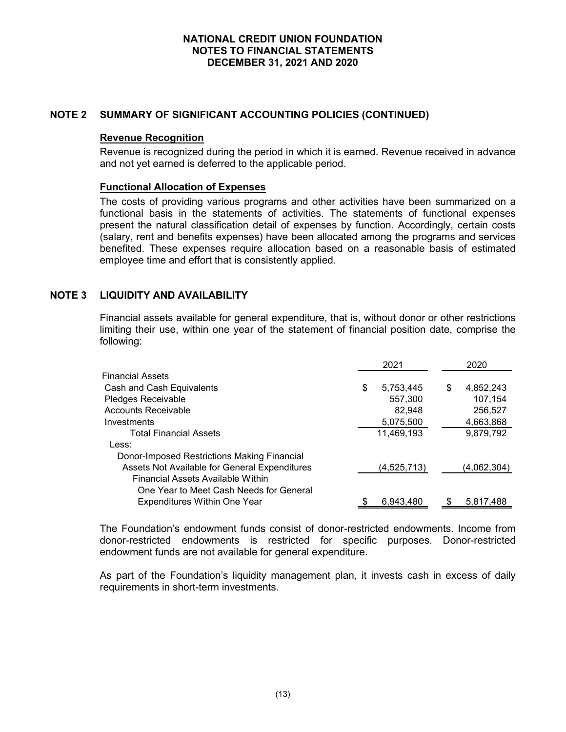## NOTE 2 SUMMARY OF SIGNIFICANT ACCOUNTING POLICIES (CONTINUED)

### Revenue Recognition

Revenue is recognized during the period in which it is earned. Revenue received in advance and not yet earned is deferred to the applicable period.

### Functional Allocation of Expenses

The costs of providing various programs and other activities have been summarized on a functional basis in the statements of activities. The statements of functional expenses present the natural classification detail of expenses by function. Accordingly, certain costs (salary, rent and benefits expenses) have been allocated among the programs and services benefited. These expenses require allocation based on a reasonable basis of estimated employee time and effort that is consistently applied.

## NOTE 3 LIQUIDITY AND AVAILABILITY

Financial assets available for general expenditure, that is, without donor or other restrictions limiting their use, within one year of the statement of financial position date, comprise the following:

| | 2021 | 2020 |
|---|---|---|
| Financial Assets | | |
| Cash and Cash Equivalents | $ 5,753,445 | $ 4,852,243 |
| Pledges Receivable | 557,300 | 107,154 |
| Accounts Receivable | 82,948 | 256,527 |
| Investments | 5,075,500 | 4,663,868 |
| Total Financial Assets | 11,469,193 | 9,879,792 |
| Less: | | |
| Donor-Imposed Restrictions Making Financial Assets Not Available for General Expenditures | (4,525,713) | (4,062,304) |
| Financial Assets Available Within One Year to Meet Cash Needs for General Expenditures Within One Year | $ 6,943,480 | $ 5,817,488 |

The Foundation's endowment funds consist of donor-restricted endowments. Income from donor-restricted endowments is restricted for specific purposes. Donor-restricted endowment funds are not available for general expenditure.

As part of the Foundation's liquidity management plan, it invests cash in excess of daily requirements in short-term investments.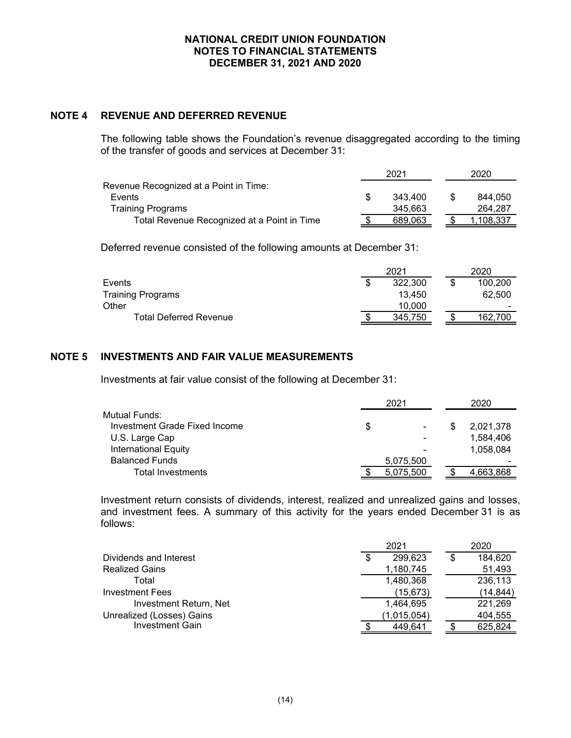# NATIONAL CREDIT UNION FOUNDATION
# NOTES TO FINANCIAL STATEMENTS
# DECEMBER 31, 2021 AND 2020

## NOTE 4 REVENUE AND DEFERRED REVENUE

The following table shows the Foundation's revenue disaggregated according to the timing of the transfer of goods and services at December 31:

| | 2021 | 2020 |
|---|---|---|
| Revenue Recognized at a Point in Time: | | |
| Events | $ 343,400 | $ 844,050 |
| Training Programs | 345,663 | 264,287 |
| Total Revenue Recognized at a Point in Time | $ 689,063 | $ 1,108,337 |

Deferred revenue consisted of the following amounts at December 31:

| | 2021 | 2020 |
|---|---|---|
| Events | $ 322,300 | $ 100,200 |
| Training Programs | 13,450 | 62,500 |
| Other | 10,000 | - |
| Total Deferred Revenue | $ 345,750 | $ 162,700 |

## NOTE 5 INVESTMENTS AND FAIR VALUE MEASUREMENTS

Investments at fair value consist of the following at December 31:

| | 2021 | 2020 |
|---|---|---|
| Mutual Funds: | | |
| Investment Grade Fixed Income | $ - | $ 2,021,378 |
| U.S. Large Cap | - | 1,584,406 |
| International Equity | - | 1,058,084 |
| Balanced Funds | 5,075,500 | - |
| Total Investments | $ 5,075,500 | $ 4,663,868 |

Investment return consists of dividends, interest, realized and unrealized gains and losses, and investment fees. A summary of this activity for the years ended December 31 is as follows:

| | 2021 | 2020 |
|---|---|---|
| Dividends and Interest | $ 299,623 | $ 184,620 |
| Realized Gains | 1,180,745 | 51,493 |
| Total | 1,480,368 | 236,113 |
| Investment Fees | (15,673) | (14,844) |
| Investment Return, Net | 1,464,695 | 221,269 |
| Unrealized (Losses) Gains | (1,015,054) | 404,555 |
| Investment Gain | $ 449,641 | $ 625,824 |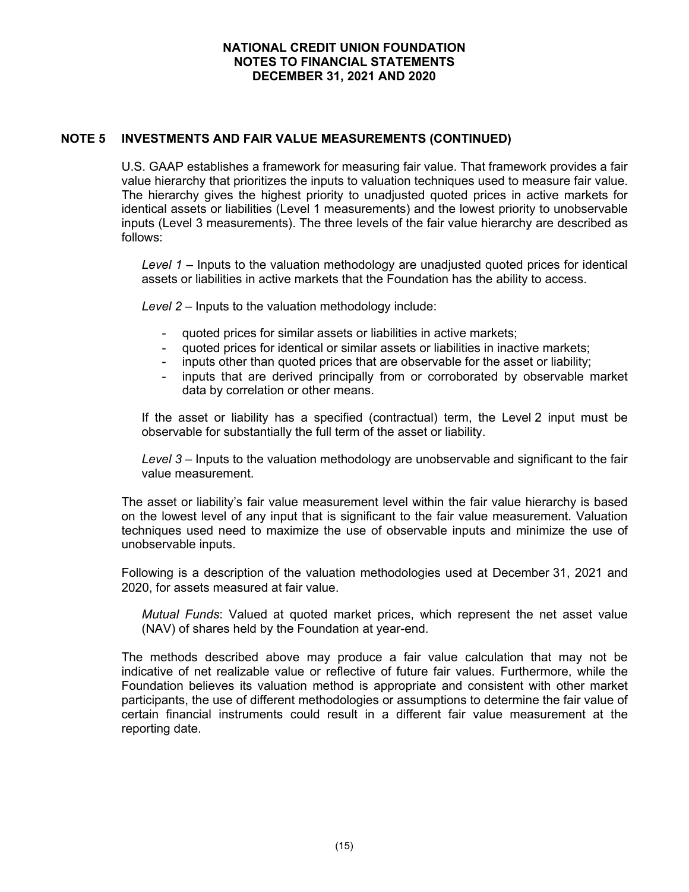## NOTE 5 INVESTMENTS AND FAIR VALUE MEASUREMENTS (CONTINUED)

U.S. GAAP establishes a framework for measuring fair value. That framework provides a fair value hierarchy that prioritizes the inputs to valuation techniques used to measure fair value. The hierarchy gives the highest priority to unadjusted quoted prices in active markets for identical assets or liabilities (Level 1 measurements) and the lowest priority to unobservable inputs (Level 3 measurements). The three levels of the fair value hierarchy are described as follows:

*Level 1* – Inputs to the valuation methodology are unadjusted quoted prices for identical assets or liabilities in active markets that the Foundation has the ability to access.

*Level 2* – Inputs to the valuation methodology include:

- quoted prices for similar assets or liabilities in active markets;
- quoted prices for identical or similar assets or liabilities in inactive markets;
- inputs other than quoted prices that are observable for the asset or liability;
- inputs that are derived principally from or corroborated by observable market data by correlation or other means.

If the asset or liability has a specified (contractual) term, the Level 2 input must be observable for substantially the full term of the asset or liability.

*Level 3* – Inputs to the valuation methodology are unobservable and significant to the fair value measurement.

The asset or liability's fair value measurement level within the fair value hierarchy is based on the lowest level of any input that is significant to the fair value measurement. Valuation techniques used need to maximize the use of observable inputs and minimize the use of unobservable inputs.

Following is a description of the valuation methodologies used at December 31, 2021 and 2020, for assets measured at fair value.

*Mutual Funds*: Valued at quoted market prices, which represent the net asset value (NAV) of shares held by the Foundation at year-end.

The methods described above may produce a fair value calculation that may not be indicative of net realizable value or reflective of future fair values. Furthermore, while the Foundation believes its valuation method is appropriate and consistent with other market participants, the use of different methodologies or assumptions to determine the fair value of certain financial instruments could result in a different fair value measurement at the reporting date.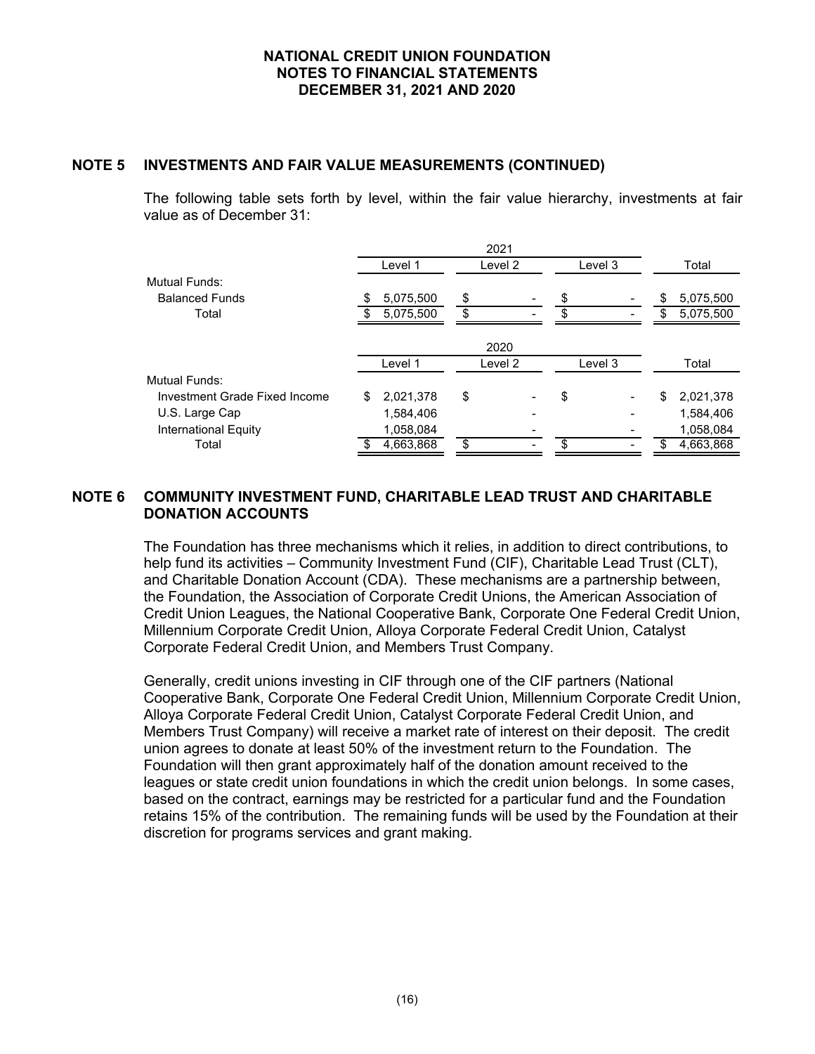## NOTE 5 INVESTMENTS AND FAIR VALUE MEASUREMENTS (CONTINUED)

The following table sets forth by level, within the fair value hierarchy, investments at fair value as of December 31:

| | 2021 | | | |
|---|---|---|---|---|
| | Level 1 | Level 2 | Level 3 | Total |
| Mutual Funds: | | | | |
| Balanced Funds | $ 5,075,500 | $ - | $ - | $ 5,075,500 |
| Total | $ 5,075,500 | $ - | $ - | $ 5,075,500 |

| | 2020 | | | |
|---|---|---|---|---|
| | Level 1 | Level 2 | Level 3 | Total |
| Mutual Funds: | | | | |
| Investment Grade Fixed Income | $ 2,021,378 | $ - | $ - | $ 2,021,378 |
| U.S. Large Cap | 1,584,406 | - | - | 1,584,406 |
| International Equity | 1,058,084 | - | - | 1,058,084 |
| Total | $ 4,663,868 | $ - | $ - | $ 4,663,868 |

## NOTE 6 COMMUNITY INVESTMENT FUND, CHARITABLE LEAD TRUST AND CHARITABLE DONATION ACCOUNTS

The Foundation has three mechanisms which it relies, in addition to direct contributions, to help fund its activities – Community Investment Fund (CIF), Charitable Lead Trust (CLT), and Charitable Donation Account (CDA). These mechanisms are a partnership between, the Foundation, the Association of Corporate Credit Unions, the American Association of Credit Union Leagues, the National Cooperative Bank, Corporate One Federal Credit Union, Millennium Corporate Credit Union, Alloya Corporate Federal Credit Union, Catalyst Corporate Federal Credit Union, and Members Trust Company.

Generally, credit unions investing in CIF through one of the CIF partners (National Cooperative Bank, Corporate One Federal Credit Union, Millennium Corporate Credit Union, Alloya Corporate Federal Credit Union, Catalyst Corporate Federal Credit Union, and Members Trust Company) will receive a market rate of interest on their deposit. The credit union agrees to donate at least 50% of the investment return to the Foundation. The Foundation will then grant approximately half of the donation amount received to the leagues or state credit union foundations in which the credit union belongs. In some cases, based on the contract, earnings may be restricted for a particular fund and the Foundation retains 15% of the contribution. The remaining funds will be used by the Foundation at their discretion for programs services and grant making.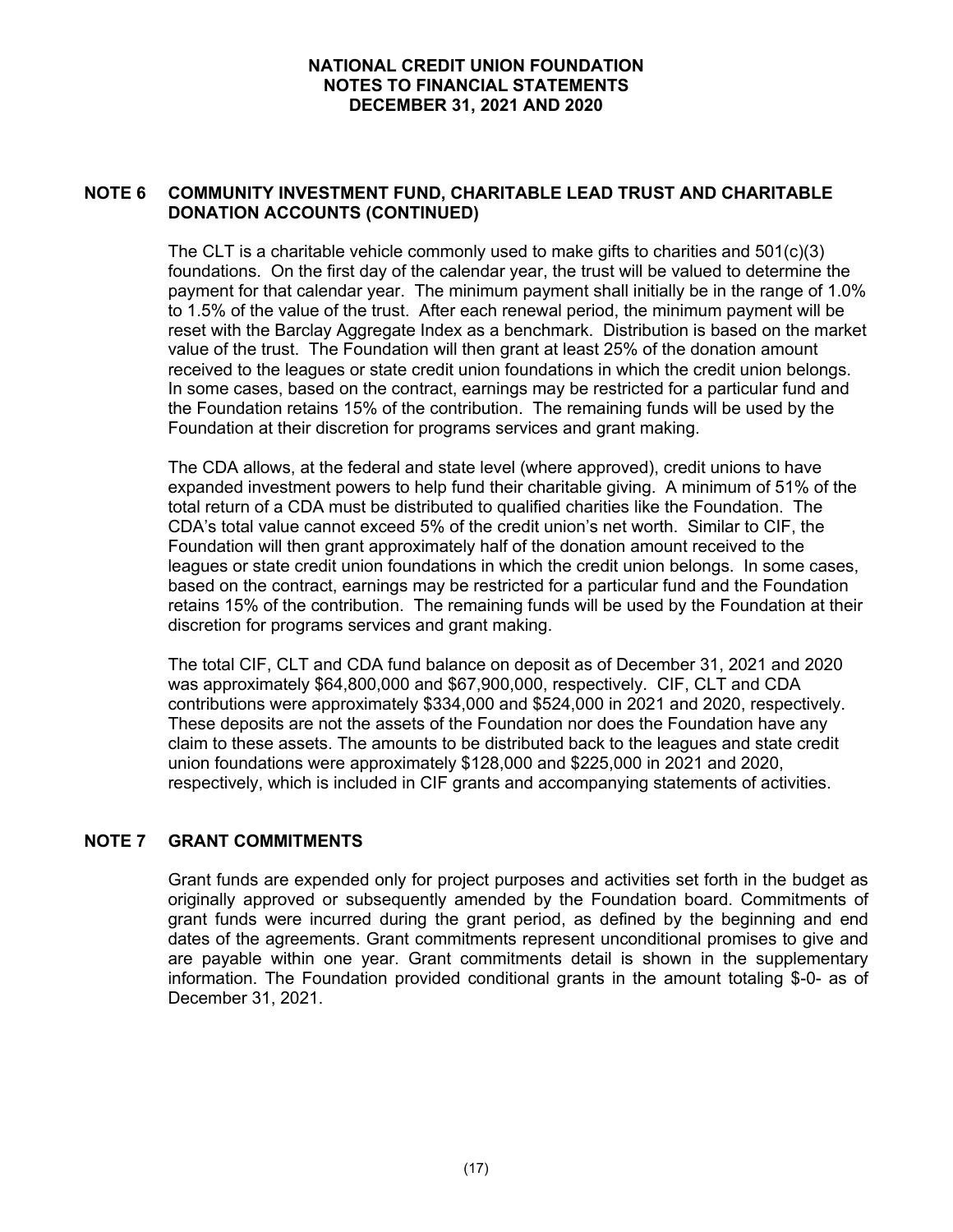## NOTE 6 COMMUNITY INVESTMENT FUND, CHARITABLE LEAD TRUST AND CHARITABLE DONATION ACCOUNTS (CONTINUED)

The CLT is a charitable vehicle commonly used to make gifts to charities and 501(c)(3) foundations. On the first day of the calendar year, the trust will be valued to determine the payment for that calendar year. The minimum payment shall initially be in the range of 1.0% to 1.5% of the value of the trust. After each renewal period, the minimum payment will be reset with the Barclay Aggregate Index as a benchmark. Distribution is based on the market value of the trust. The Foundation will then grant at least 25% of the donation amount received to the leagues or state credit union foundations in which the credit union belongs. In some cases, based on the contract, earnings may be restricted for a particular fund and the Foundation retains 15% of the contribution. The remaining funds will be used by the Foundation at their discretion for programs services and grant making.

The CDA allows, at the federal and state level (where approved), credit unions to have expanded investment powers to help fund their charitable giving. A minimum of 51% of the total return of a CDA must be distributed to qualified charities like the Foundation. The CDA's total value cannot exceed 5% of the credit union's net worth. Similar to CIF, the Foundation will then grant approximately half of the donation amount received to the leagues or state credit union foundations in which the credit union belongs. In some cases, based on the contract, earnings may be restricted for a particular fund and the Foundation retains 15% of the contribution. The remaining funds will be used by the Foundation at their discretion for programs services and grant making.

The total CIF, CLT and CDA fund balance on deposit as of December 31, 2021 and 2020 was approximately $64,800,000 and $67,900,000, respectively. CIF, CLT and CDA contributions were approximately $334,000 and $524,000 in 2021 and 2020, respectively. These deposits are not the assets of the Foundation nor does the Foundation have any claim to these assets. The amounts to be distributed back to the leagues and state credit union foundations were approximately $128,000 and $225,000 in 2021 and 2020, respectively, which is included in CIF grants and accompanying statements of activities.

## NOTE 7 GRANT COMMITMENTS

Grant funds are expended only for project purposes and activities set forth in the budget as originally approved or subsequently amended by the Foundation board. Commitments of grant funds were incurred during the grant period, as defined by the beginning and end dates of the agreements. Grant commitments represent unconditional promises to give and are payable within one year. Grant commitments detail is shown in the supplementary information. The Foundation provided conditional grants in the amount totaling $-0- as of December 31, 2021.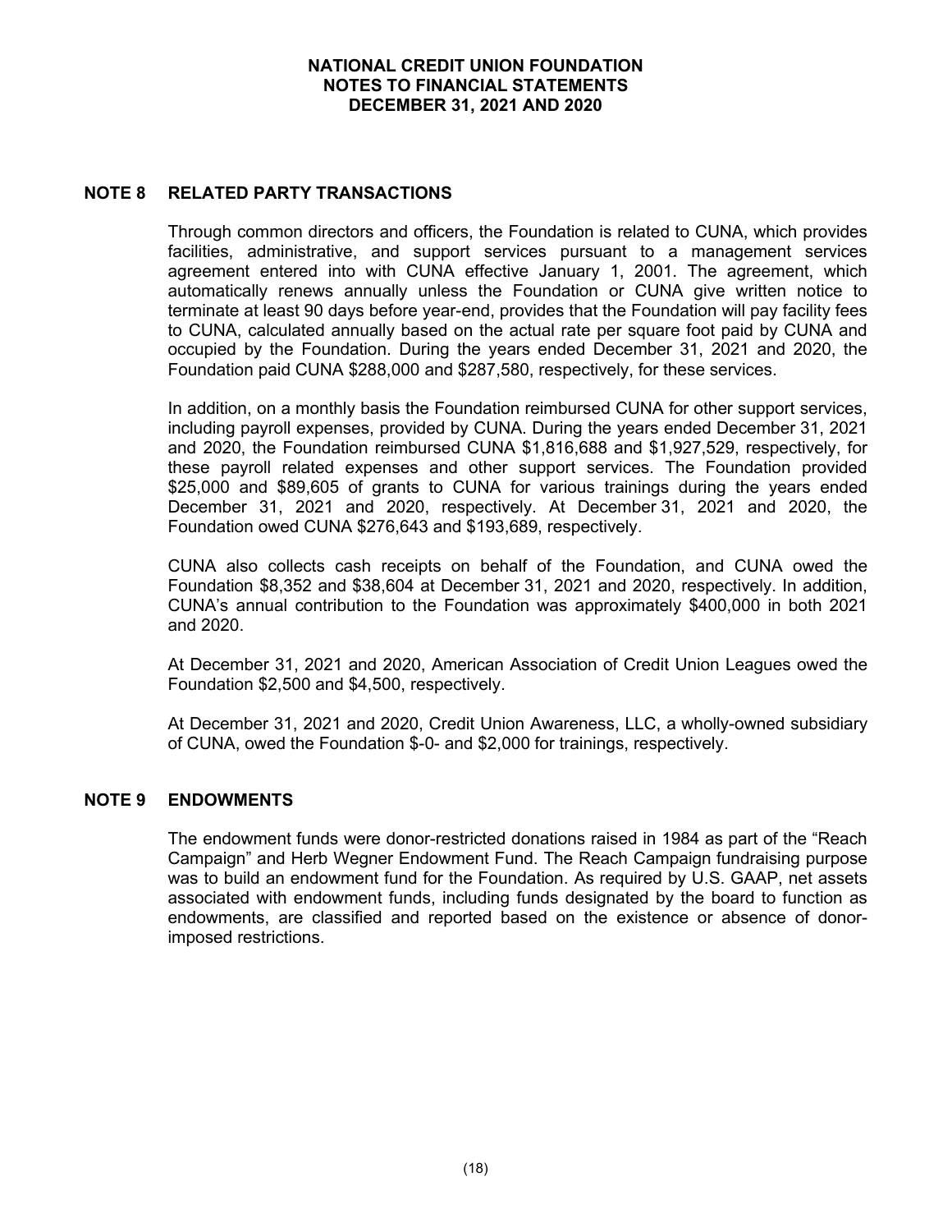## NOTE 8 RELATED PARTY TRANSACTIONS

Through common directors and officers, the Foundation is related to CUNA, which provides facilities, administrative, and support services pursuant to a management services agreement entered into with CUNA effective January 1, 2001. The agreement, which automatically renews annually unless the Foundation or CUNA give written notice to terminate at least 90 days before year-end, provides that the Foundation will pay facility fees to CUNA, calculated annually based on the actual rate per square foot paid by CUNA and occupied by the Foundation. During the years ended December 31, 2021 and 2020, the Foundation paid CUNA $288,000 and $287,580, respectively, for these services.

In addition, on a monthly basis the Foundation reimbursed CUNA for other support services, including payroll expenses, provided by CUNA. During the years ended December 31, 2021 and 2020, the Foundation reimbursed CUNA $1,816,688 and $1,927,529, respectively, for these payroll related expenses and other support services. The Foundation provided $25,000 and $89,605 of grants to CUNA for various trainings during the years ended December 31, 2021 and 2020, respectively. At December 31, 2021 and 2020, the Foundation owed CUNA $276,643 and $193,689, respectively.

CUNA also collects cash receipts on behalf of the Foundation, and CUNA owed the Foundation $8,352 and $38,604 at December 31, 2021 and 2020, respectively. In addition, CUNA's annual contribution to the Foundation was approximately $400,000 in both 2021 and 2020.

At December 31, 2021 and 2020, American Association of Credit Union Leagues owed the Foundation $2,500 and $4,500, respectively.

At December 31, 2021 and 2020, Credit Union Awareness, LLC, a wholly-owned subsidiary of CUNA, owed the Foundation $-0- and $2,000 for trainings, respectively.

## NOTE 9 ENDOWMENTS

The endowment funds were donor-restricted donations raised in 1984 as part of the "Reach Campaign" and Herb Wegner Endowment Fund. The Reach Campaign fundraising purpose was to build an endowment fund for the Foundation. As required by U.S. GAAP, net assets associated with endowment funds, including funds designated by the board to function as endowments, are classified and reported based on the existence or absence of donor-imposed restrictions.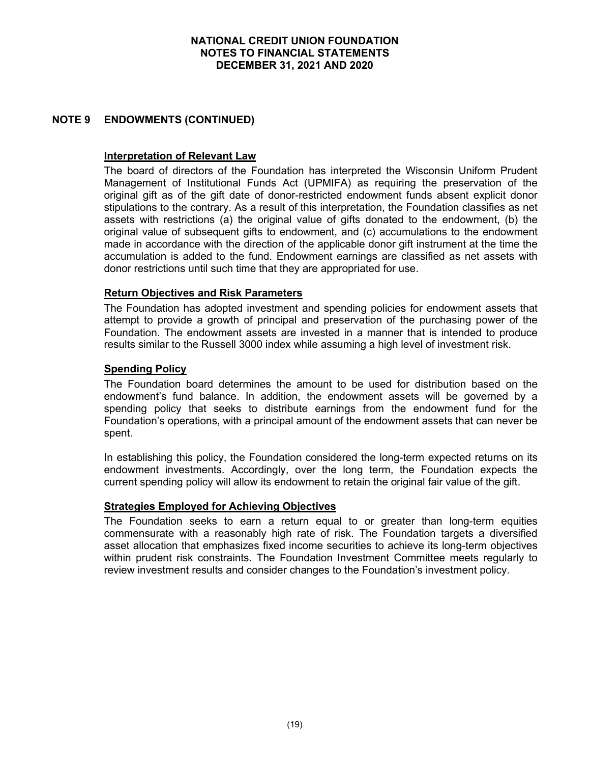## NOTE 9 ENDOWMENTS (CONTINUED)

### Interpretation of Relevant Law

The board of directors of the Foundation has interpreted the Wisconsin Uniform Prudent Management of Institutional Funds Act (UPMIFA) as requiring the preservation of the original gift as of the gift date of donor-restricted endowment funds absent explicit donor stipulations to the contrary. As a result of this interpretation, the Foundation classifies as net assets with restrictions (a) the original value of gifts donated to the endowment, (b) the original value of subsequent gifts to endowment, and (c) accumulations to the endowment made in accordance with the direction of the applicable donor gift instrument at the time the accumulation is added to the fund. Endowment earnings are classified as net assets with donor restrictions until such time that they are appropriated for use.

### Return Objectives and Risk Parameters

The Foundation has adopted investment and spending policies for endowment assets that attempt to provide a growth of principal and preservation of the purchasing power of the Foundation. The endowment assets are invested in a manner that is intended to produce results similar to the Russell 3000 index while assuming a high level of investment risk.

### Spending Policy

The Foundation board determines the amount to be used for distribution based on the endowment's fund balance. In addition, the endowment assets will be governed by a spending policy that seeks to distribute earnings from the endowment fund for the Foundation's operations, with a principal amount of the endowment assets that can never be spent.

In establishing this policy, the Foundation considered the long-term expected returns on its endowment investments. Accordingly, over the long term, the Foundation expects the current spending policy will allow its endowment to retain the original fair value of the gift.

### Strategies Employed for Achieving Objectives

The Foundation seeks to earn a return equal to or greater than long-term equities commensurate with a reasonably high rate of risk. The Foundation targets a diversified asset allocation that emphasizes fixed income securities to achieve its long-term objectives within prudent risk constraints. The Foundation Investment Committee meets regularly to review investment results and consider changes to the Foundation's investment policy.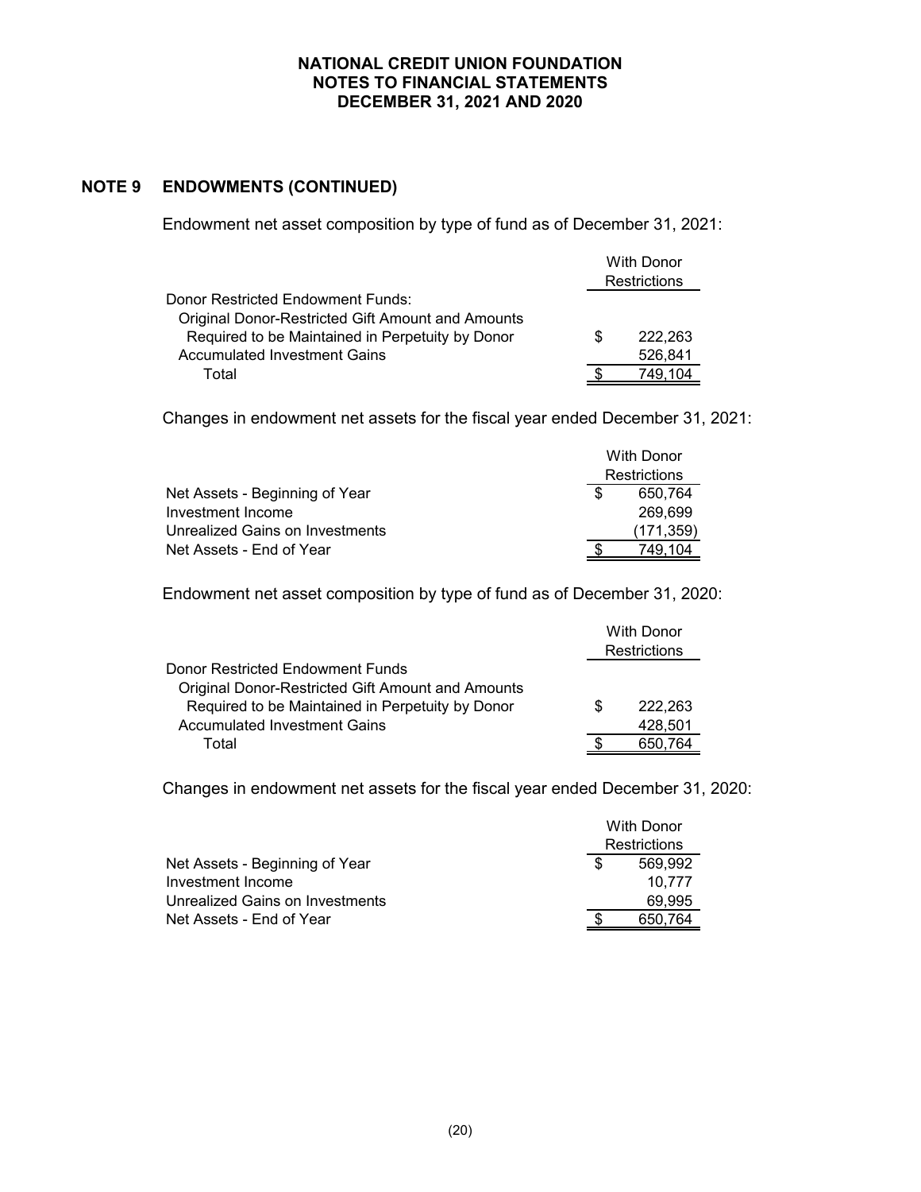## NOTE 9 ENDOWMENTS (CONTINUED)

Endowment net asset composition by type of fund as of December 31, 2021:

| | With Donor Restrictions |
|---|---|
| Donor Restricted Endowment Funds: | |
| Original Donor-Restricted Gift Amount and Amounts Required to be Maintained in Perpetuity by Donor | $ 222,263 |
| Accumulated Investment Gains | 526,841 |
| Total | $ 749,104 |

Changes in endowment net assets for the fiscal year ended December 31, 2021:

| | With Donor Restrictions |
|---|---|
| Net Assets - Beginning of Year | $ 650,764 |
| Investment Income | 269,699 |
| Unrealized Gains on Investments | (171,359) |
| Net Assets - End of Year | $ 749,104 |

Endowment net asset composition by type of fund as of December 31, 2020:

| | With Donor Restrictions |
|---|---|
| Donor Restricted Endowment Funds | |
| Original Donor-Restricted Gift Amount and Amounts Required to be Maintained in Perpetuity by Donor | $ 222,263 |
| Accumulated Investment Gains | 428,501 |
| Total | $ 650,764 |

Changes in endowment net assets for the fiscal year ended December 31, 2020:

| | With Donor Restrictions |
|---|---|
| Net Assets - Beginning of Year | $ 569,992 |
| Investment Income | 10,777 |
| Unrealized Gains on Investments | 69,995 |
| Net Assets - End of Year | $ 650,764 |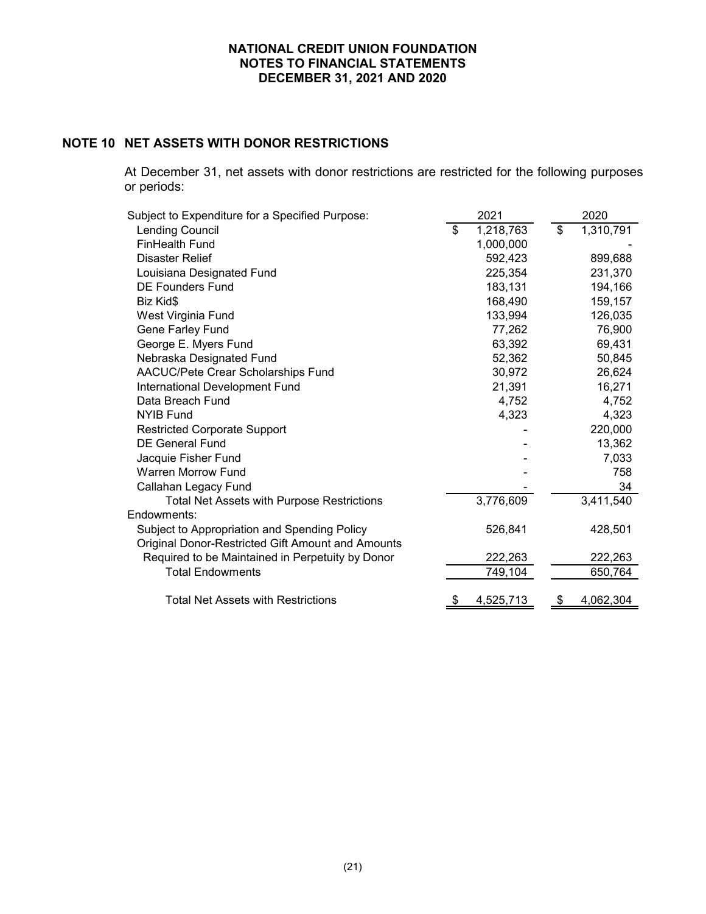## NOTE 10 NET ASSETS WITH DONOR RESTRICTIONS

At December 31, net assets with donor restrictions are restricted for the following purposes or periods:

| Subject to Expenditure for a Specified Purpose: | 2021 | 2020 |
|---|---|---|
| Lending Council | $ 1,218,763 | $ 1,310,791 |
| FinHealth Fund | 1,000,000 | - |
| Disaster Relief | 592,423 | 899,688 |
| Louisiana Designated Fund | 225,354 | 231,370 |
| DE Founders Fund | 183,131 | 194,166 |
| Biz Kid$ | 168,490 | 159,157 |
| West Virginia Fund | 133,994 | 126,035 |
| Gene Farley Fund | 77,262 | 76,900 |
| George E. Myers Fund | 63,392 | 69,431 |
| Nebraska Designated Fund | 52,362 | 50,845 |
| AACUC/Pete Crear Scholarships Fund | 30,972 | 26,624 |
| International Development Fund | 21,391 | 16,271 |
| Data Breach Fund | 4,752 | 4,752 |
| NYIB Fund | 4,323 | 4,323 |
| Restricted Corporate Support | - | 220,000 |
| DE General Fund | - | 13,362 |
| Jacquie Fisher Fund | - | 7,033 |
| Warren Morrow Fund | - | 758 |
| Callahan Legacy Fund | - | 34 |
| Total Net Assets with Purpose Restrictions | 3,776,609 | 3,411,540 |
| Endowments: | | |
| Subject to Appropriation and Spending Policy | 526,841 | 428,501 |
| Original Donor-Restricted Gift Amount and Amounts Required to be Maintained in Perpetuity by Donor | 222,263 | 222,263 |
| Total Endowments | 749,104 | 650,764 |
| Total Net Assets with Restrictions | $ 4,525,713 | $ 4,062,304 |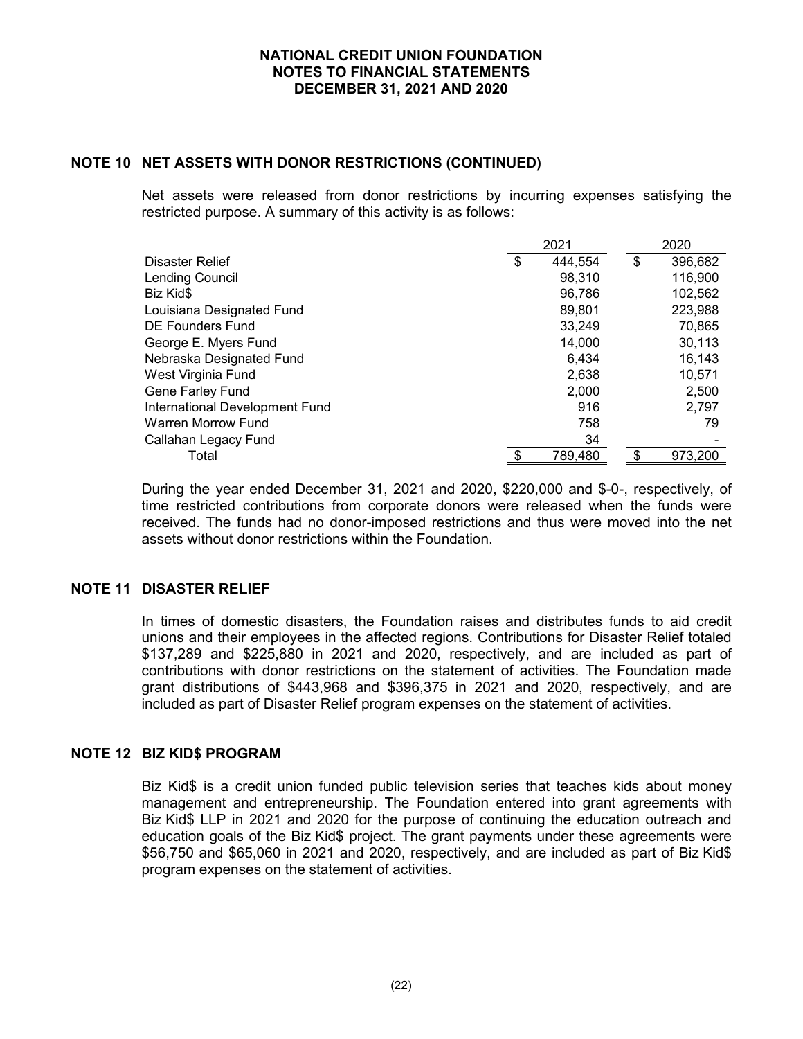## NOTE 10 NET ASSETS WITH DONOR RESTRICTIONS (CONTINUED)

Net assets were released from donor restrictions by incurring expenses satisfying the restricted purpose. A summary of this activity is as follows:

| | 2021 | 2020 |
|---|---|---|
| Disaster Relief | $ 444,554 | $ 396,682 |
| Lending Council | 98,310 | 116,900 |
| Biz Kid$ | 96,786 | 102,562 |
| Louisiana Designated Fund | 89,801 | 223,988 |
| DE Founders Fund | 33,249 | 70,865 |
| George E. Myers Fund | 14,000 | 30,113 |
| Nebraska Designated Fund | 6,434 | 16,143 |
| West Virginia Fund | 2,638 | 10,571 |
| Gene Farley Fund | 2,000 | 2,500 |
| International Development Fund | 916 | 2,797 |
| Warren Morrow Fund | 758 | 79 |
| Callahan Legacy Fund | 34 | - |
| Total | $ 789,480 | $ 973,200 |

During the year ended December 31, 2021 and 2020, $220,000 and $-0-, respectively, of time restricted contributions from corporate donors were released when the funds were received. The funds had no donor-imposed restrictions and thus were moved into the net assets without donor restrictions within the Foundation.

## NOTE 11 DISASTER RELIEF

In times of domestic disasters, the Foundation raises and distributes funds to aid credit unions and their employees in the affected regions. Contributions for Disaster Relief totaled $137,289 and $225,880 in 2021 and 2020, respectively, and are included as part of contributions with donor restrictions on the statement of activities. The Foundation made grant distributions of $443,968 and $396,375 in 2021 and 2020, respectively, and are included as part of Disaster Relief program expenses on the statement of activities.

## NOTE 12 BIZ KID$ PROGRAM

Biz Kid$ is a credit union funded public television series that teaches kids about money management and entrepreneurship. The Foundation entered into grant agreements with Biz Kid$ LLP in 2021 and 2020 for the purpose of continuing the education outreach and education goals of the Biz Kid$ project. The grant payments under these agreements were $56,750 and $65,060 in 2021 and 2020, respectively, and are included as part of Biz Kid$ program expenses on the statement of activities.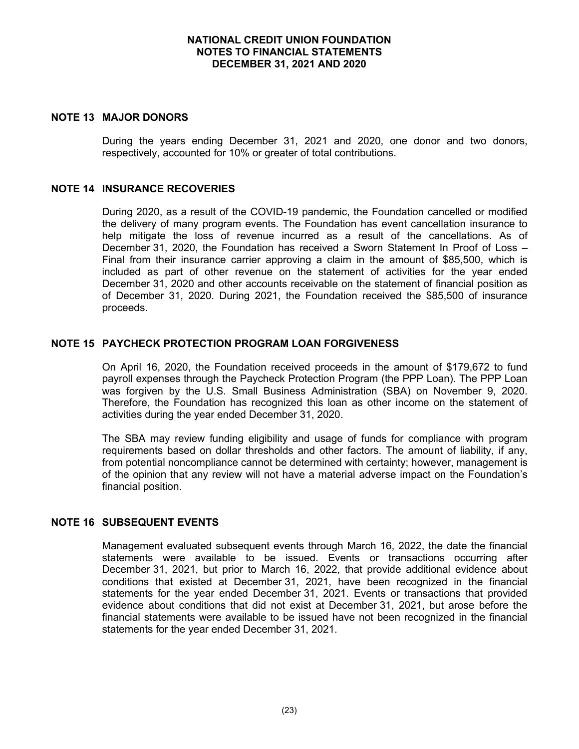## NOTE 13 MAJOR DONORS

During the years ending December 31, 2021 and 2020, one donor and two donors, respectively, accounted for 10% or greater of total contributions.

## NOTE 14 INSURANCE RECOVERIES

During 2020, as a result of the COVID-19 pandemic, the Foundation cancelled or modified the delivery of many program events. The Foundation has event cancellation insurance to help mitigate the loss of revenue incurred as a result of the cancellations. As of December 31, 2020, the Foundation has received a Sworn Statement In Proof of Loss – Final from their insurance carrier approving a claim in the amount of $85,500, which is included as part of other revenue on the statement of activities for the year ended December 31, 2020 and other accounts receivable on the statement of financial position as of December 31, 2020. During 2021, the Foundation received the $85,500 of insurance proceeds.

## NOTE 15 PAYCHECK PROTECTION PROGRAM LOAN FORGIVENESS

On April 16, 2020, the Foundation received proceeds in the amount of $179,672 to fund payroll expenses through the Paycheck Protection Program (the PPP Loan). The PPP Loan was forgiven by the U.S. Small Business Administration (SBA) on November 9, 2020. Therefore, the Foundation has recognized this loan as other income on the statement of activities during the year ended December 31, 2020.

The SBA may review funding eligibility and usage of funds for compliance with program requirements based on dollar thresholds and other factors. The amount of liability, if any, from potential noncompliance cannot be determined with certainty; however, management is of the opinion that any review will not have a material adverse impact on the Foundation's financial position.

## NOTE 16 SUBSEQUENT EVENTS

Management evaluated subsequent events through March 16, 2022, the date the financial statements were available to be issued. Events or transactions occurring after December 31, 2021, but prior to March 16, 2022, that provide additional evidence about conditions that existed at December 31, 2021, have been recognized in the financial statements for the year ended December 31, 2021. Events or transactions that provided evidence about conditions that did not exist at December 31, 2021, but arose before the financial statements were available to be issued have not been recognized in the financial statements for the year ended December 31, 2021.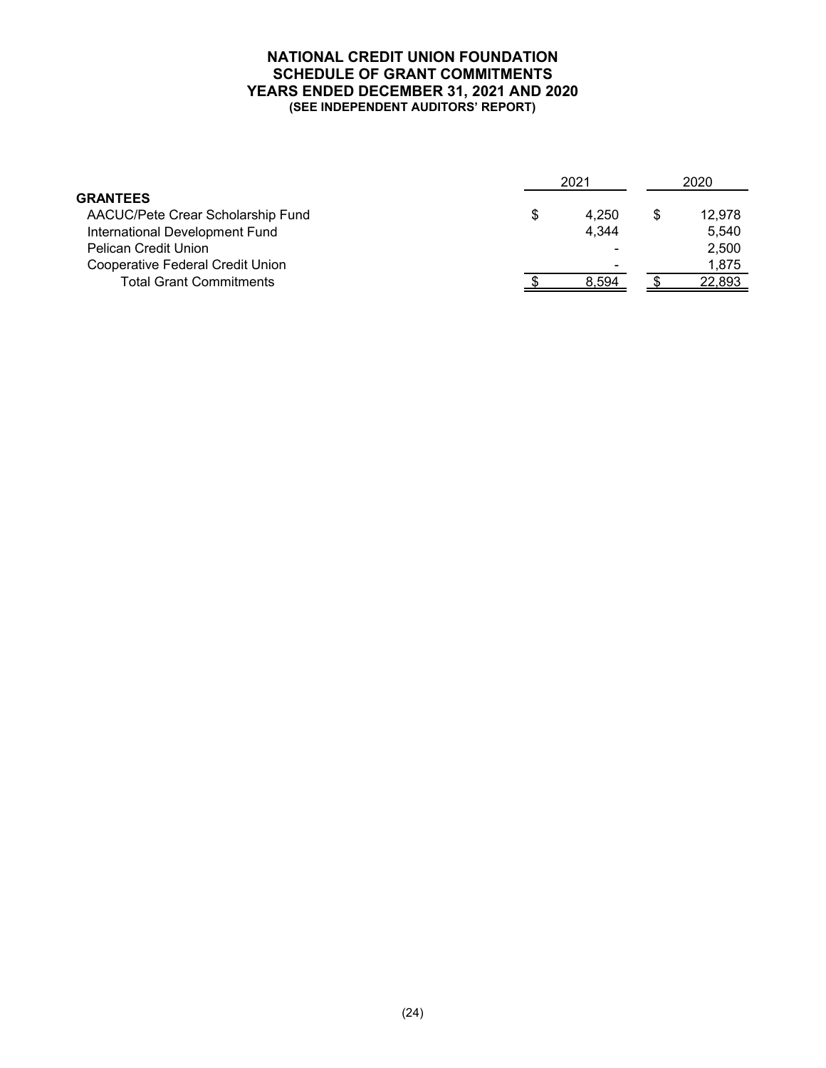# NATIONAL CREDIT UNION FOUNDATION
## SCHEDULE OF GRANT COMMITMENTS
## YEARS ENDED DECEMBER 31, 2021 AND 2020
**(SEE INDEPENDENT AUDITORS' REPORT)**

| | 2021 | 2020 |
|---|---|---|
| **GRANTEES** | | |
| AACUC/Pete Crear Scholarship Fund | $ 4,250 | $ 12,978 |
| International Development Fund | 4,344 | 5,540 |
| Pelican Credit Union | - | 2,500 |
| Cooperative Federal Credit Union | - | 1,875 |
| Total Grant Commitments | $ 8,594 | $ 22,893 |